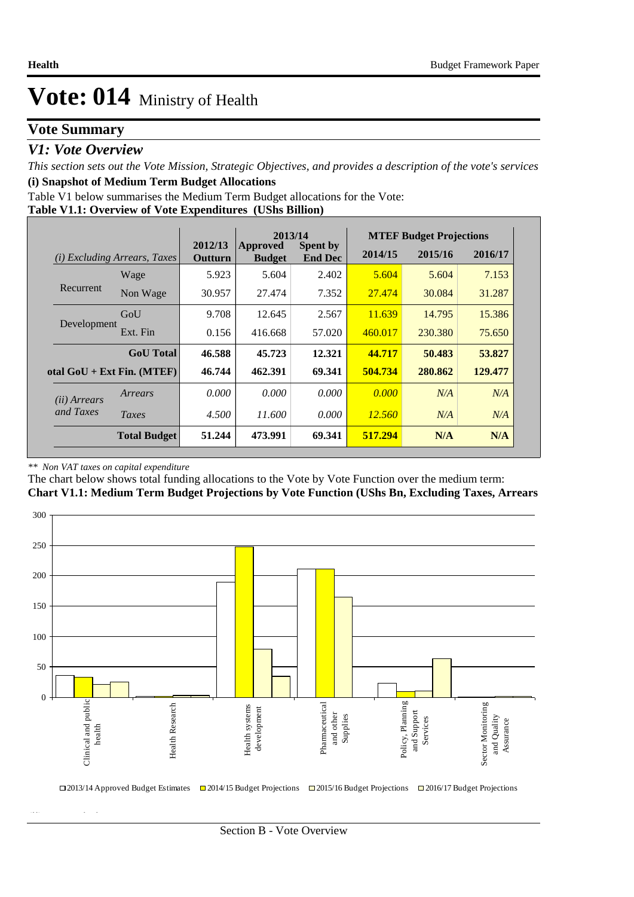# Vote: 014 Ministry of Health

## Vote Summary

### *V1: Vote Overview*

*This section sets out the Vote Mission, Strategic Objectives, and provides a description of the vote's services*

**(i) Snapshot of Medium Term Budget Allocations**

Table V1 below summarises the Medium Term Budget allocations for the Vote:

**Table V1.1: Overview of Vote Expenditures (UShs Billion)**

| *(i) Excluding Arrears, Taxes* | | 2012/13 Outturn | 2013/14 Approved Budget | 2013/14 Spent by End Dec | MTEF Budget Projections 2014/15 | 2015/16 | 2016/17 |
|---|---|---|---|---|---|---|---|
| Recurrent | Wage | 5.923 | 5.604 | 2.402 | 5.604 | 5.604 | 7.153 |
| | Non Wage | 30.957 | 27.474 | 7.352 | 27.474 | 30.084 | 31.287 |
| Development | GoU | 9.708 | 12.645 | 2.567 | 11.639 | 14.795 | 15.386 |
| | Ext. Fin | 0.156 | 416.668 | 57.020 | 460.017 | 230.380 | 75.650 |
| | **GoU Total** | **46.588** | **45.723** | **12.321** | **44.717** | **50.483** | **53.827** |
| **otal GoU + Ext Fin. (MTEF)** | | **46.744** | **462.391** | **69.341** | **504.734** | **280.862** | **129.477** |
| *(ii) Arrears and Taxes* | *Arrears* | *0.000* | *0.000* | *0.000* | *0.000* | *N/A* | *N/A* |
| | *Taxes* | *4.500* | *11.600* | *0.000* | *12.560* | *N/A* | *N/A* |
| | **Total Budget** | **51.244** | **473.991** | **69.341** | **517.294** | **N/A** | **N/A** |

*\*\* Non VAT taxes on capital expenditure*

The chart below shows total funding allocations to the Vote by Vote Function over the medium term:

**Chart V1.1: Medium Term Budget Projections by Vote Function (UShs Bn, Excluding Taxes, Arrears**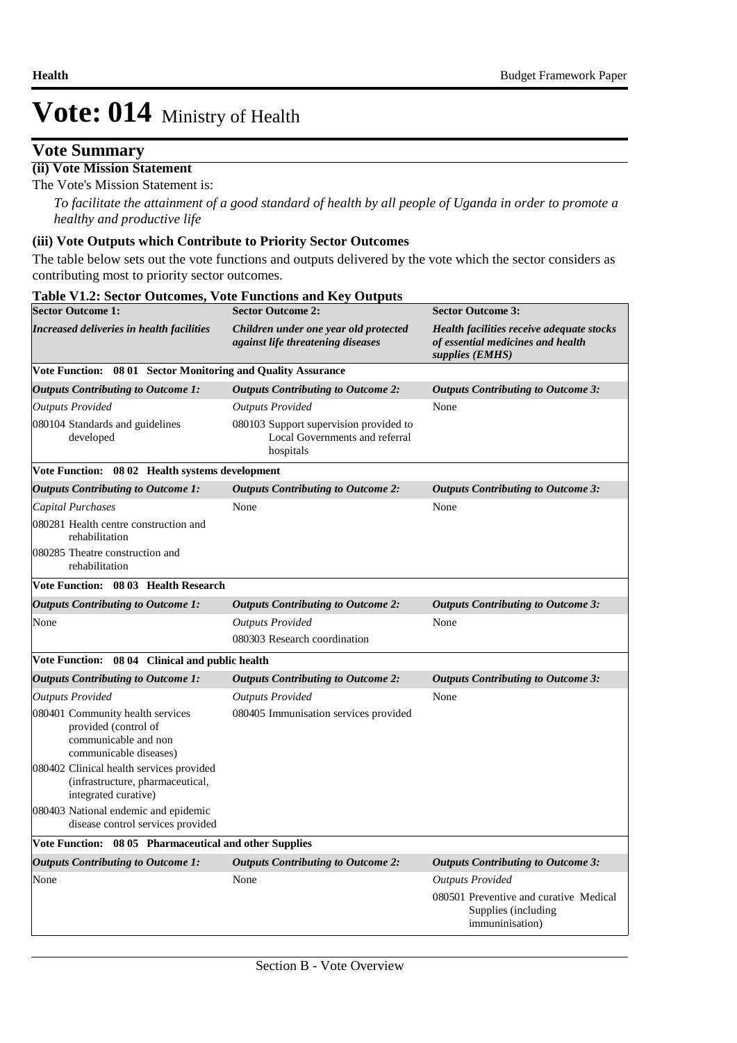# Vote: 014 Ministry of Health

## Vote Summary

### (ii) Vote Mission Statement

The Vote's Mission Statement is:

*To facilitate the attainment of a good standard of health by all people of Uganda in order to promote a healthy and productive life*

### (iii) Vote Outputs which Contribute to Priority Sector Outcomes

The table below sets out the vote functions and outputs delivered by the vote which the sector considers as contributing most to priority sector outcomes.

**Table V1.2: Sector Outcomes, Vote Functions and Key Outputs**

| **Sector Outcome 1:** | **Sector Outcome 2:** | **Sector Outcome 3:** |
|---|---|---|
| ***Increased deliveries in health facilities*** | ***Children under one year old protected against life threatening diseases*** | ***Health facilities receive adequate stocks of essential medicines and health supplies (EMHS)*** |
| **Vote Function: 08 01 Sector Monitoring and Quality Assurance** | | |
| ***Outputs Contributing to Outcome 1:*** | ***Outputs Contributing to Outcome 2:*** | ***Outputs Contributing to Outcome 3:*** |
| *Outputs Provided* | *Outputs Provided* | None |
| 080104 Standards and guidelines developed | 080103 Support supervision provided to Local Governments and referral hospitals | |
| **Vote Function: 08 02 Health systems development** | | |
| ***Outputs Contributing to Outcome 1:*** | ***Outputs Contributing to Outcome 2:*** | ***Outputs Contributing to Outcome 3:*** |
| *Capital Purchases* | None | None |
| 080281 Health centre construction and rehabilitation | | |
| 080285 Theatre construction and rehabilitation | | |
| **Vote Function: 08 03 Health Research** | | |
| ***Outputs Contributing to Outcome 1:*** | ***Outputs Contributing to Outcome 2:*** | ***Outputs Contributing to Outcome 3:*** |
| None | *Outputs Provided* | None |
| | 080303 Research coordination | |
| **Vote Function: 08 04 Clinical and public health** | | |
| ***Outputs Contributing to Outcome 1:*** | ***Outputs Contributing to Outcome 2:*** | ***Outputs Contributing to Outcome 3:*** |
| *Outputs Provided* | *Outputs Provided* | None |
| 080401 Community health services provided (control of communicable and non communicable diseases) | 080405 Immunisation services provided | |
| 080402 Clinical health services provided (infrastructure, pharmaceutical, integrated curative) | | |
| 080403 National endemic and epidemic disease control services provided | | |
| **Vote Function: 08 05 Pharmaceutical and other Supplies** | | |
| ***Outputs Contributing to Outcome 1:*** | ***Outputs Contributing to Outcome 2:*** | ***Outputs Contributing to Outcome 3:*** |
| None | None | *Outputs Provided* |
| | | 080501 Preventive and curative Medical Supplies (including immuninisation) |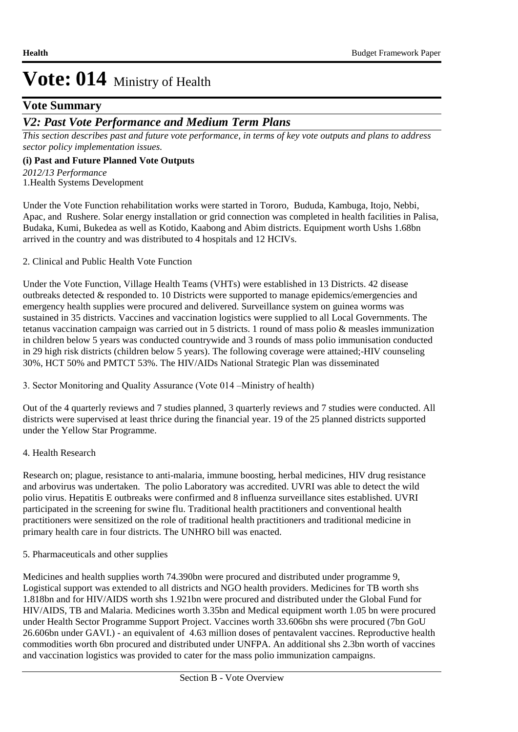# Vote: 014 Ministry of Health

## Vote Summary

### *V2: Past Vote Performance and Medium Term Plans*

*This section describes past and future vote performance, in terms of key vote outputs and plans to address sector policy implementation issues.*

**(i) Past and Future Planned Vote Outputs**

*2012/13 Performance*

1.Health Systems Development

Under the Vote Function rehabilitation works were started in Tororo, Bududa, Kambuga, Itojo, Nebbi, Apac, and Rushere. Solar energy installation or grid connection was completed in health facilities in Palisa, Budaka, Kumi, Bukedea as well as Kotido, Kaabong and Abim districts. Equipment worth Ushs 1.68bn arrived in the country and was distributed to 4 hospitals and 12 HCIVs.

2. Clinical and Public Health Vote Function

Under the Vote Function, Village Health Teams (VHTs) were established in 13 Districts. 42 disease outbreaks detected & responded to. 10 Districts were supported to manage epidemics/emergencies and emergency health supplies were procured and delivered. Surveillance system on guinea worms was sustained in 35 districts. Vaccines and vaccination logistics were supplied to all Local Governments. The tetanus vaccination campaign was carried out in 5 districts. 1 round of mass polio & measles immunization in children below 5 years was conducted countrywide and 3 rounds of mass polio immunisation conducted in 29 high risk districts (children below 5 years). The following coverage were attained;-HIV counseling 30%, HCT 50% and PMTCT 53%. The HIV/AIDs National Strategic Plan was disseminated

3. Sector Monitoring and Quality Assurance (Vote 014 –Ministry of health)

Out of the 4 quarterly reviews and 7 studies planned, 3 quarterly reviews and 7 studies were conducted. All districts were supervised at least thrice during the financial year. 19 of the 25 planned districts supported under the Yellow Star Programme.

4. Health Research

Research on; plague, resistance to anti-malaria, immune boosting, herbal medicines, HIV drug resistance and arbovirus was undertaken. The polio Laboratory was accredited. UVRI was able to detect the wild polio virus. Hepatitis E outbreaks were confirmed and 8 influenza surveillance sites established. UVRI participated in the screening for swine flu. Traditional health practitioners and conventional health practitioners were sensitized on the role of traditional health practitioners and traditional medicine in primary health care in four districts. The UNHRO bill was enacted.

5. Pharmaceuticals and other supplies

Medicines and health supplies worth 74.390bn were procured and distributed under programme 9, Logistical support was extended to all districts and NGO health providers. Medicines for TB worth shs 1.818bn and for HIV/AIDS worth shs 1.921bn were procured and distributed under the Global Fund for HIV/AIDS, TB and Malaria. Medicines worth 3.35bn and Medical equipment worth 1.05 bn were procured under Health Sector Programme Support Project. Vaccines worth 33.606bn shs were procured (7bn GoU 26.606bn under GAVI.) - an equivalent of 4.63 million doses of pentavalent vaccines. Reproductive health commodities worth 6bn procured and distributed under UNFPA. An additional shs 2.3bn worth of vaccines and vaccination logistics was provided to cater for the mass polio immunization campaigns.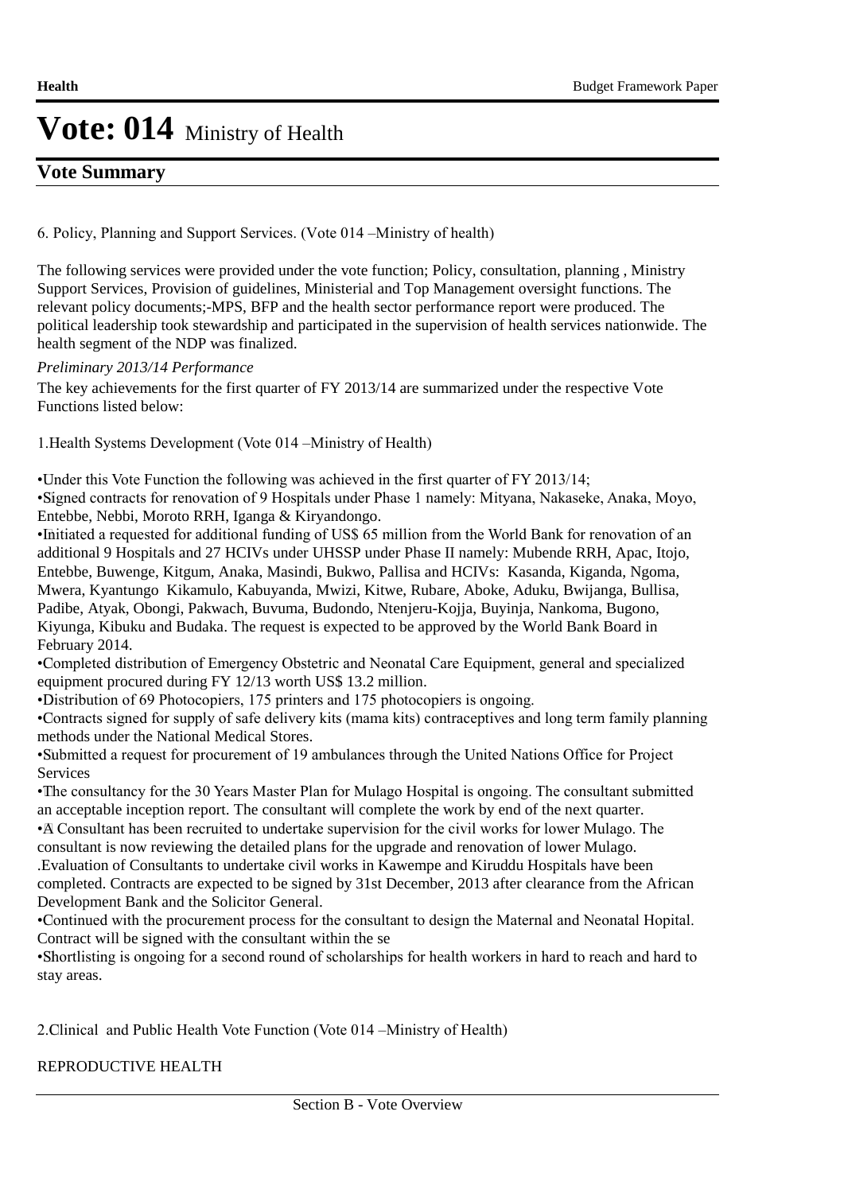# Vote: 014 Ministry of Health

## Vote Summary

6. Policy, Planning and Support Services. (Vote 014 –Ministry of health)

The following services were provided under the vote function; Policy, consultation, planning , Ministry Support Services, Provision of guidelines, Ministerial and Top Management oversight functions. The relevant policy documents;-MPS, BFP and the health sector performance report were produced. The political leadership took stewardship and participated in the supervision of health services nationwide. The health segment of the NDP was finalized.

*Preliminary 2013/14 Performance*

The key achievements for the first quarter of FY 2013/14 are summarized under the respective Vote Functions listed below:

1.Health Systems Development (Vote 014 –Ministry of Health)

•Under this Vote Function the following was achieved in the first quarter of FY 2013/14;

•Signed contracts for renovation of 9 Hospitals under Phase 1 namely: Mityana, Nakaseke, Anaka, Moyo, Entebbe, Nebbi, Moroto RRH, Iganga & Kiryandongo.

•Initiated a requested for additional funding of US$ 65 million from the World Bank for renovation of an additional 9 Hospitals and 27 HCIVs under UHSSP under Phase II namely: Mubende RRH, Apac, Itojo, Entebbe, Buwenge, Kitgum, Anaka, Masindi, Bukwo, Pallisa and HCIVs: Kasanda, Kiganda, Ngoma, Mwera, Kyantungo Kikamulo, Kabuyanda, Mwizi, Kitwe, Rubare, Aboke, Aduku, Bwijanga, Bullisa, Padibe, Atyak, Obongi, Pakwach, Buvuma, Budondo, Ntenjeru-Kojja, Buyinja, Nankoma, Bugono, Kiyunga, Kibuku and Budaka. The request is expected to be approved by the World Bank Board in February 2014.

•Completed distribution of Emergency Obstetric and Neonatal Care Equipment, general and specialized equipment procured during FY 12/13 worth US$ 13.2 million.

•Distribution of 69 Photocopiers, 175 printers and 175 photocopiers is ongoing.

•Contracts signed for supply of safe delivery kits (mama kits) contraceptives and long term family planning methods under the National Medical Stores.

•Submitted a request for procurement of 19 ambulances through the United Nations Office for Project Services

•The consultancy for the 30 Years Master Plan for Mulago Hospital is ongoing. The consultant submitted an acceptable inception report. The consultant will complete the work by end of the next quarter.

•A Consultant has been recruited to undertake supervision for the civil works for lower Mulago. The consultant is now reviewing the detailed plans for the upgrade and renovation of lower Mulago.

.Evaluation of Consultants to undertake civil works in Kawempe and Kiruddu Hospitals have been completed. Contracts are expected to be signed by 31st December, 2013 after clearance from the African Development Bank and the Solicitor General.

•Continued with the procurement process for the consultant to design the Maternal and Neonatal Hopital. Contract will be signed with the consultant within the se

•Shortlisting is ongoing for a second round of scholarships for health workers in hard to reach and hard to stay areas.

2.Clinical and Public Health Vote Function (Vote 014 –Ministry of Health)

REPRODUCTIVE HEALTH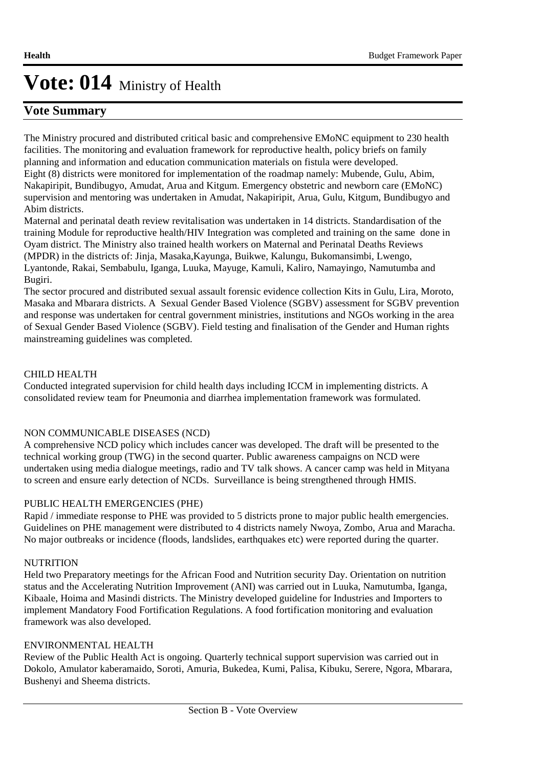# Vote: 014 Ministry of Health

## Vote Summary

The Ministry procured and distributed critical basic and comprehensive EMoNC equipment to 230 health facilities. The monitoring and evaluation framework for reproductive health, policy briefs on family planning and information and education communication materials on fistula were developed.
Eight (8) districts were monitored for implementation of the roadmap namely: Mubende, Gulu, Abim, Nakapiripit, Bundibugyo, Amudat, Arua and Kitgum. Emergency obstetric and newborn care (EMoNC) supervision and mentoring was undertaken in Amudat, Nakapiripit, Arua, Gulu, Kitgum, Bundibugyo and Abim districts.
Maternal and perinatal death review revitalisation was undertaken in 14 districts. Standardisation of the training Module for reproductive health/HIV Integration was completed and training on the same done in Oyam district. The Ministry also trained health workers on Maternal and Perinatal Deaths Reviews (MPDR) in the districts of: Jinja, Masaka,Kayunga, Buikwe, Kalungu, Bukomansimbi, Lwengo, Lyantonde, Rakai, Sembabulu, Iganga, Luuka, Mayuge, Kamuli, Kaliro, Namayingo, Namutumba and Bugiri.
The sector procured and distributed sexual assault forensic evidence collection Kits in Gulu, Lira, Moroto, Masaka and Mbarara districts. A Sexual Gender Based Violence (SGBV) assessment for SGBV prevention and response was undertaken for central government ministries, institutions and NGOs working in the area of Sexual Gender Based Violence (SGBV). Field testing and finalisation of the Gender and Human rights mainstreaming guidelines was completed.

CHILD HEALTH
Conducted integrated supervision for child health days including ICCM in implementing districts. A consolidated review team for Pneumonia and diarrhea implementation framework was formulated.

NON COMMUNICABLE DISEASES (NCD)
A comprehensive NCD policy which includes cancer was developed. The draft will be presented to the technical working group (TWG) in the second quarter. Public awareness campaigns on NCD were undertaken using media dialogue meetings, radio and TV talk shows. A cancer camp was held in Mityana to screen and ensure early detection of NCDs. Surveillance is being strengthened through HMIS.

PUBLIC HEALTH EMERGENCIES (PHE)
Rapid / immediate response to PHE was provided to 5 districts prone to major public health emergencies. Guidelines on PHE management were distributed to 4 districts namely Nwoya, Zombo, Arua and Maracha. No major outbreaks or incidence (floods, landslides, earthquakes etc) were reported during the quarter.

NUTRITION
Held two Preparatory meetings for the African Food and Nutrition security Day. Orientation on nutrition status and the Accelerating Nutrition Improvement (ANI) was carried out in Luuka, Namutumba, Iganga, Kibaale, Hoima and Masindi districts. The Ministry developed guideline for Industries and Importers to implement Mandatory Food Fortification Regulations. A food fortification monitoring and evaluation framework was also developed.

ENVIRONMENTAL HEALTH
Review of the Public Health Act is ongoing. Quarterly technical support supervision was carried out in Dokolo, Amulator kaberamaido, Soroti, Amuria, Bukedea, Kumi, Palisa, Kibuku, Serere, Ngora, Mbarara, Bushenyi and Sheema districts.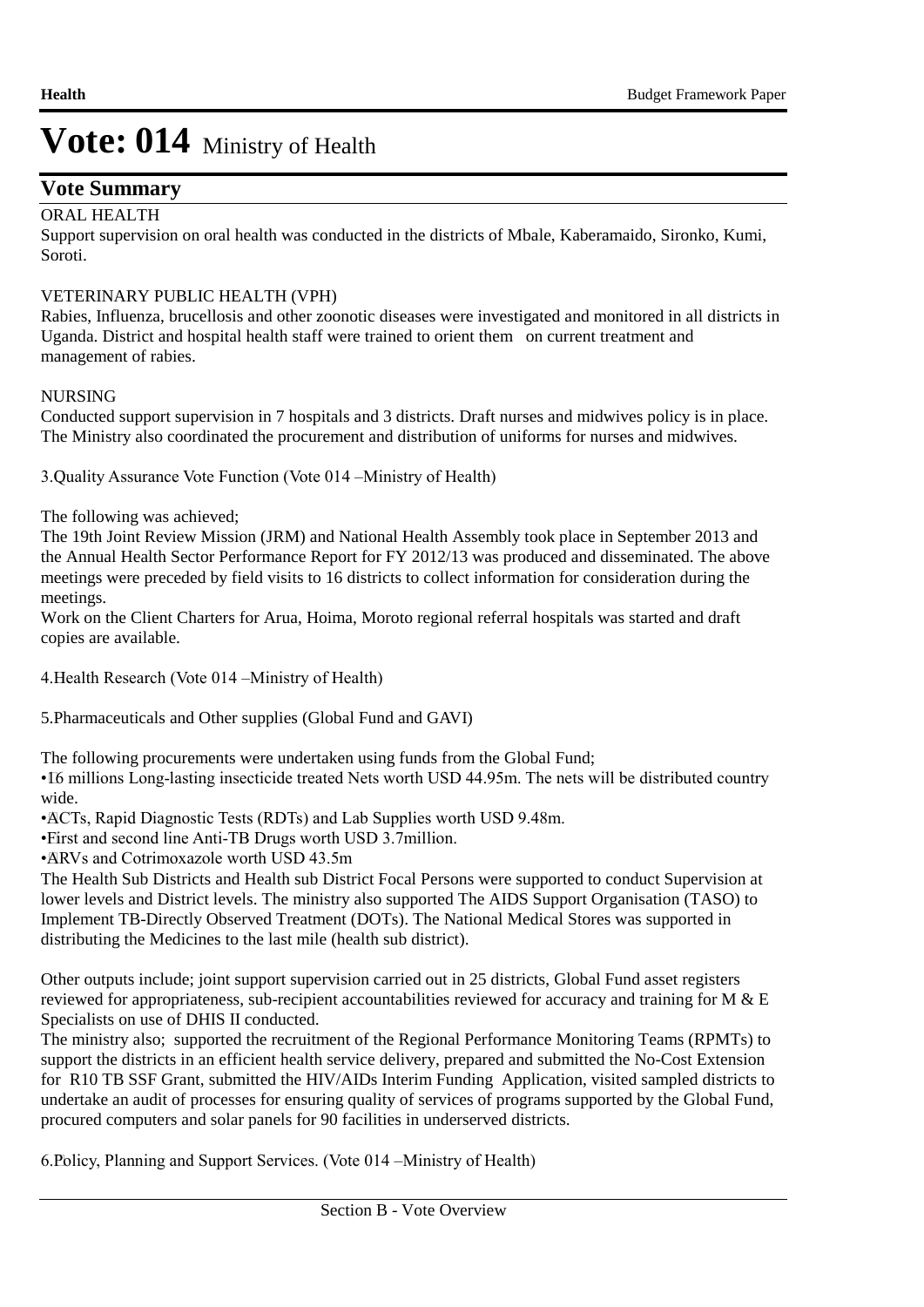# Vote: 014 Ministry of Health

## Vote Summary

ORAL HEALTH
Support supervision on oral health was conducted in the districts of Mbale, Kaberamaido, Sironko, Kumi, Soroti.

VETERINARY PUBLIC HEALTH (VPH)
Rabies, Influenza, brucellosis and other zoonotic diseases were investigated and monitored in all districts in Uganda. District and hospital health staff were trained to orient them on current treatment and management of rabies.

NURSING
Conducted support supervision in 7 hospitals and 3 districts. Draft nurses and midwives policy is in place. The Ministry also coordinated the procurement and distribution of uniforms for nurses and midwives.

3.Quality Assurance Vote Function (Vote 014 –Ministry of Health)

The following was achieved;
The 19th Joint Review Mission (JRM) and National Health Assembly took place in September 2013 and the Annual Health Sector Performance Report for FY 2012/13 was produced and disseminated. The above meetings were preceded by field visits to 16 districts to collect information for consideration during the meetings.
Work on the Client Charters for Arua, Hoima, Moroto regional referral hospitals was started and draft copies are available.

4.Health Research (Vote 014 –Ministry of Health)

5.Pharmaceuticals and Other supplies (Global Fund and GAVI)

The following procurements were undertaken using funds from the Global Fund;
- 16 millions Long-lasting insecticide treated Nets worth USD 44.95m. The nets will be distributed country wide.
- ACTs, Rapid Diagnostic Tests (RDTs) and Lab Supplies worth USD 9.48m.
- First and second line Anti-TB Drugs worth USD 3.7million.
- ARVs and Cotrimoxazole worth USD 43.5m

The Health Sub Districts and Health sub District Focal Persons were supported to conduct Supervision at lower levels and District levels. The ministry also supported The AIDS Support Organisation (TASO) to Implement TB-Directly Observed Treatment (DOTs). The National Medical Stores was supported in distributing the Medicines to the last mile (health sub district).

Other outputs include; joint support supervision carried out in 25 districts, Global Fund asset registers reviewed for appropriateness, sub-recipient accountabilities reviewed for accuracy and training for M & E Specialists on use of DHIS II conducted.
The ministry also; supported the recruitment of the Regional Performance Monitoring Teams (RPMTs) to support the districts in an efficient health service delivery, prepared and submitted the No-Cost Extension for R10 TB SSF Grant, submitted the HIV/AIDs Interim Funding Application, visited sampled districts to undertake an audit of processes for ensuring quality of services of programs supported by the Global Fund, procured computers and solar panels for 90 facilities in underserved districts.

6.Policy, Planning and Support Services. (Vote 014 –Ministry of Health)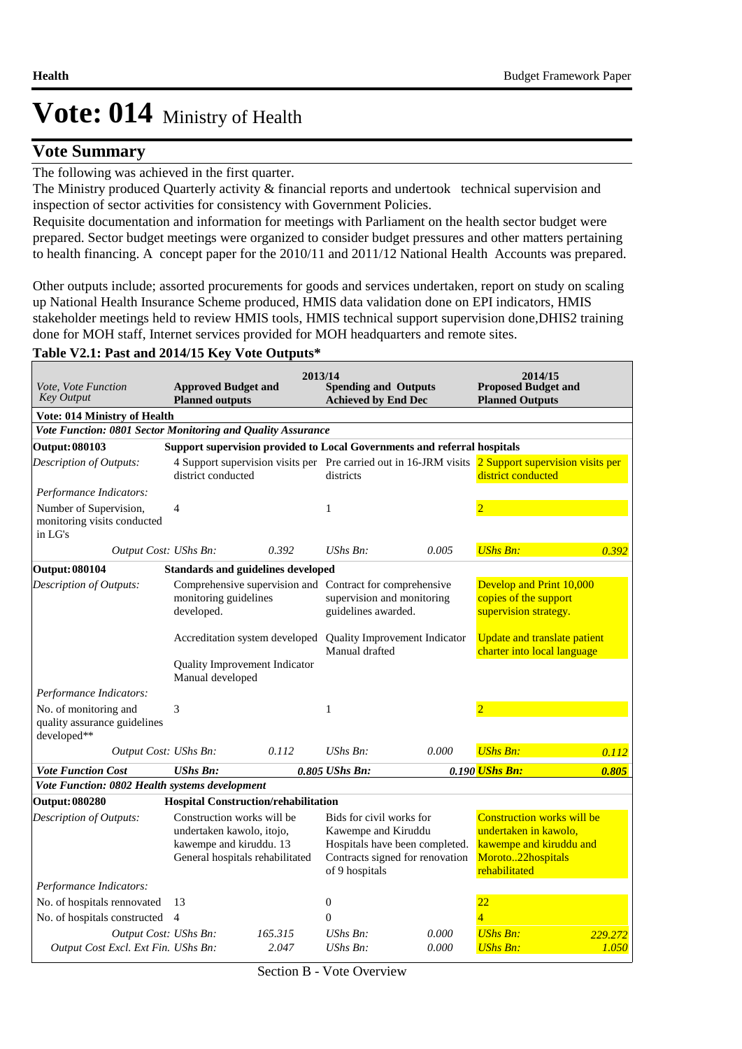# Vote: 014 Ministry of Health

## Vote Summary

The following was achieved in the first quarter.
The Ministry produced Quarterly activity & financial reports and undertook technical supervision and inspection of sector activities for consistency with Government Policies.
Requisite documentation and information for meetings with Parliament on the health sector budget were prepared. Sector budget meetings were organized to consider budget pressures and other matters pertaining to health financing. A concept paper for the 2010/11 and 2011/12 National Health Accounts was prepared.

Other outputs include; assorted procurements for goods and services undertaken, report on study on scaling up National Health Insurance Scheme produced, HMIS data validation done on EPI indicators, HMIS stakeholder meetings held to review HMIS tools, HMIS technical support supervision done,DHIS2 training done for MOH staff, Internet services provided for MOH headquarters and remote sites.

**Table V2.1: Past and 2014/15 Key Vote Outputs***

| *Vote, Vote Function Key Output* | 2013/14 **Approved Budget and Planned outputs** | | **Spending and Outputs Achieved by End Dec** | | 2014/15 **Proposed Budget and Planned Outputs** | |
|---|---|---|---|---|---|---|
| **Vote: 014 Ministry of Health** | | | | | | |
| ***Vote Function: 0801 Sector Monitoring and Quality Assurance*** | | | | | | |
| **Output: 080103** | **Support supervision provided to Local Governments and referral hospitals** | | | | | |
| *Description of Outputs:* | 4 Support supervision visits per district conducted | | Pre carried out in 16-JRM visits districts | | 2 Support supervision visits per district conducted | |
| *Performance Indicators:* | | | | | | |
| Number of Supervision, monitoring visits conducted in LG's | 4 | | 1 | | 2 | |
| *Output Cost:* | *UShs Bn:* | *0.392* | *UShs Bn:* | *0.005* | *UShs Bn:* | *0.392* |
| **Output: 080104** | **Standards and guidelines developed** | | | | | |
| *Description of Outputs:* | Comprehensive supervision and monitoring guidelines developed.<br><br>Accreditation system developed<br><br>Quality Improvement Indicator Manual developed | | Contract for comprehensive supervision and monitoring guidelines awarded.<br><br>Quality Improvement Indicator Manual drafted | | Develop and Print 10,000 copies of the support supervision strategy.<br><br>Update and translate patient charter into local language | |
| *Performance Indicators:* | | | | | | |
| No. of monitoring and quality assurance guidelines developed** | 3 | | 1 | | 2 | |
| *Output Cost:* | *UShs Bn:* | *0.112* | *UShs Bn:* | *0.000* | *UShs Bn:* | *0.112* |
| ***Vote Function Cost*** | ***UShs Bn:*** | ***0.805*** | ***UShs Bn:*** | ***0.190*** | ***UShs Bn:*** | ***0.805*** |
| ***Vote Function: 0802 Health systems development*** | | | | | | |
| **Output: 080280** | **Hospital Construction/rehabilitation** | | | | | |
| *Description of Outputs:* | Construction works will be undertaken kawolo, itojo, kawempe and kiruddu. 13 General hospitals rehabilitated | | Bids for civil works for Kawempe and Kiruddu Hospitals have been completed. Contracts signed for renovation of 9 hospitals | | Construction works will be undertaken in kawolo, kawempe and kiruddu and Moroto..22hospitals rehabilitated | |
| *Performance Indicators:* | | | | | | |
| No. of hospitals rennovated | 13 | | 0 | | 22 | |
| No. of hospitals constructed | 4 | | 0 | | 4 | |
| *Output Cost:* | *UShs Bn:* | *165.315* | *UShs Bn:* | *0.000* | *UShs Bn:* | *229.272* |
| *Output Cost Excl. Ext Fin.* | *UShs Bn:* | *2.047* | *UShs Bn:* | *0.000* | *UShs Bn:* | *1.050* |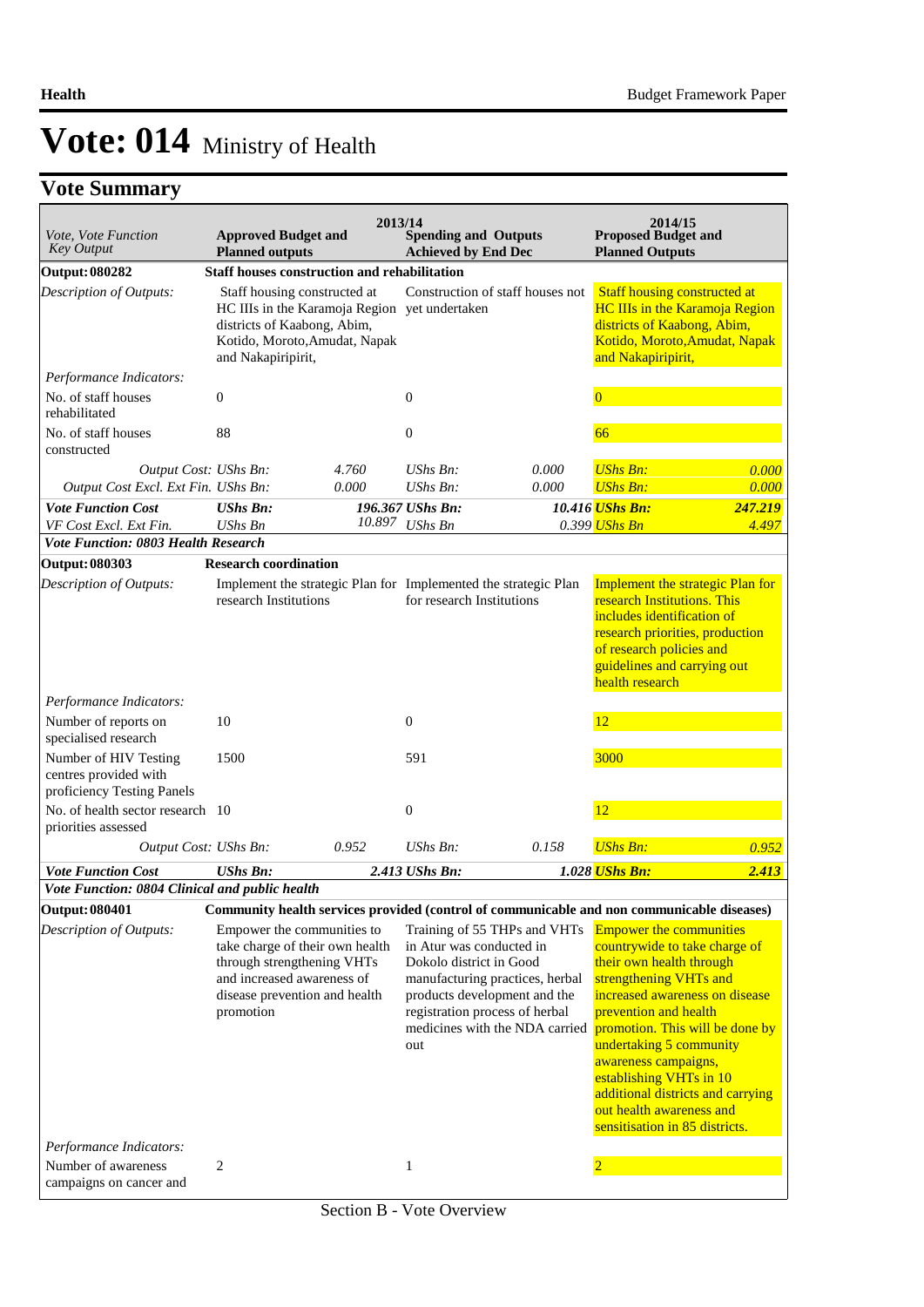# Vote: 014 Ministry of Health

## Vote Summary

| Vote, Vote Function Key Output | 2013/14 Approved Budget and Planned outputs | | 2013/14 Spending and Outputs Achieved by End Dec | | 2014/15 Proposed Budget and Planned Outputs | |
|---|---|---|---|---|---|---|
| **Output: 080282** | **Staff houses construction and rehabilitation** | | | | | |
| *Description of Outputs:* | Staff housing constructed at HC IIIs in the Karamoja Region districts of Kaabong, Abim, Kotido, Moroto,Amudat, Napak and Nakapiripirit, | | Construction of staff houses not yet undertaken | | Staff housing constructed at HC IIIs in the Karamoja Region districts of Kaabong, Abim, Kotido, Moroto,Amudat, Napak and Nakapiripirit, | |
| *Performance Indicators:* | | | | | | |
| No. of staff houses rehabilitated | 0 | | 0 | | 0 | |
| No. of staff houses constructed | 88 | | 0 | | 66 | |
| *Output Cost:* | *UShs Bn:* | *4.760* | *UShs Bn:* | *0.000* | *UShs Bn:* | *0.000* |
| *Output Cost Excl. Ext Fin.* | *UShs Bn:* | *0.000* | *UShs Bn:* | *0.000* | *UShs Bn:* | *0.000* |
| ***Vote Function Cost*** | ***UShs Bn:*** | ***196.367*** | ***UShs Bn:*** | ***10.416*** | ***UShs Bn:*** | ***247.219*** |
| *VF Cost Excl. Ext Fin.* | *UShs Bn* | *10.897* | *UShs Bn* | *0.399* | *UShs Bn* | *4.497* |
| ***Vote Function: 0803 Health Research*** | | | | | | |
| **Output: 080303** | **Research coordination** | | | | | |
| *Description of Outputs:* | Implement the strategic Plan for research Institutions | | Implemented the strategic Plan for research Institutions | | Implement the strategic Plan for research Institutions. This includes identification of research priorities, production of research policies and guidelines and carrying out health research | |
| *Performance Indicators:* | | | | | | |
| Number of reports on specialised research | 10 | | 0 | | 12 | |
| Number of HIV Testing centres provided with proficiency Testing Panels | 1500 | | 591 | | 3000 | |
| No. of health sector research priorities assessed | 10 | | 0 | | 12 | |
| *Output Cost:* | *UShs Bn:* | *0.952* | *UShs Bn:* | *0.158* | *UShs Bn:* | *0.952* |
| ***Vote Function Cost*** | ***UShs Bn:*** | ***2.413*** | ***UShs Bn:*** | ***1.028*** | ***UShs Bn:*** | ***2.413*** |
| ***Vote Function: 0804 Clinical and public health*** | | | | | | |
| **Output: 080401** | **Community health services provided (control of communicable and non communicable diseases)** | | | | | |
| *Description of Outputs:* | Empower the communities to take charge of their own health through strengthening VHTs and increased awareness of disease prevention and health promotion | | Training of 55 THPs and VHTs in Atur was conducted in Dokolo district in Good manufacturing practices, herbal products development and the registration process of herbal medicines with the NDA carried out | | Empower the communities countrywide to take charge of their own health through strengthening VHTs and increased awareness on disease prevention and health promotion. This will be done by undertaking 5 community awareness campaigns, establishing VHTs in 10 additional districts and carrying out health awareness and sensitisation in 85 districts. | |
| *Performance Indicators:* | | | | | | |
| Number of awareness campaigns on cancer and | 2 | | 1 | | 2 | |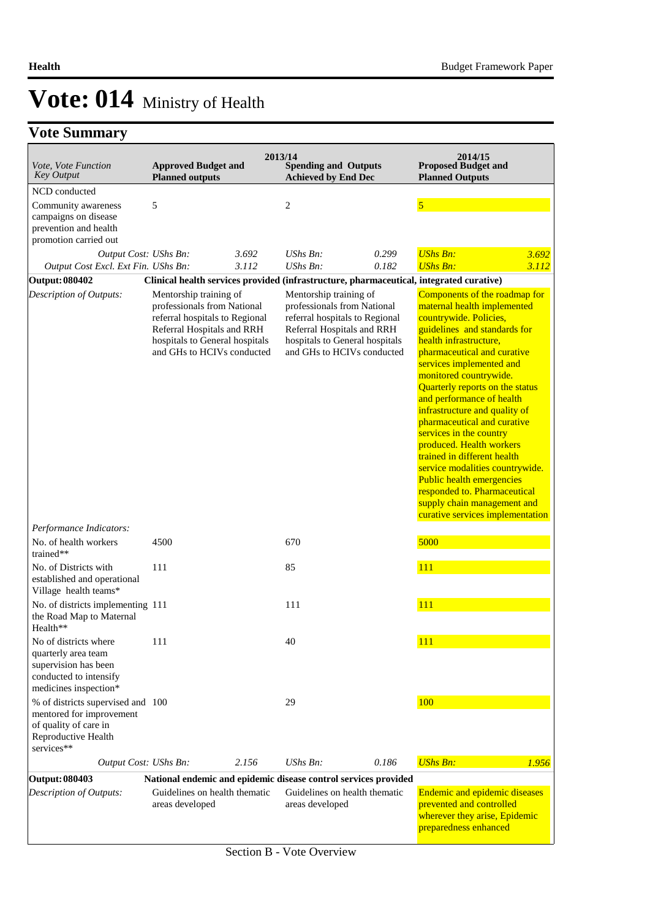# Vote: 014 Ministry of Health

## Vote Summary

| Vote, Vote Function Key Output | 2013/14 Approved Budget and Planned outputs | | Spending and Outputs Achieved by End Dec | | 2014/15 Proposed Budget and Planned Outputs | |
|---|---|---|---|---|---|---|
| NCD conducted | | | | | | |
| Community awareness campaigns on disease prevention and health promotion carried out | 5 | | 2 | | 5 | |
| *Output Cost: UShs Bn:* | | *3.692* | *UShs Bn:* | *0.299* | *UShs Bn:* | *3.692* |
| *Output Cost Excl. Ext Fin. UShs Bn:* | | *3.112* | *UShs Bn:* | *0.182* | *UShs Bn:* | *3.112* |
| **Output: 080402** | **Clinical health services provided (infrastructure, pharmaceutical, integrated curative)** | | | | | |
| *Description of Outputs:* | Mentorship training of professionals from National referral hospitals to Regional Referral Hospitals and RRH hospitals to General hospitals and GHs to HCIVs conducted | | Mentorship training of professionals from National referral hospitals to Regional Referral Hospitals and RRH hospitals to General hospitals and GHs to HCIVs conducted | | Components of the roadmap for maternal health implemented countrywide. Policies, guidelines and standards for health infrastructure, pharmaceutical and curative services implemented and monitored countrywide. Quarterly reports on the status and performance of health infrastructure and quality of pharmaceutical and curative services in the country produced. Health workers trained in different health service modalities countrywide. Public health emergencies responded to. Pharmaceutical supply chain management and curative services implementation | |
| *Performance Indicators:* | | | | | | |
| No. of health workers trained** | 4500 | | 670 | | 5000 | |
| No. of Districts with established and operational Village health teams* | 111 | | 85 | | 111 | |
| No. of districts implementing the Road Map to Maternal Health** | 111 | | 111 | | 111 | |
| No of districts where quarterly area team supervision has been conducted to intensify medicines inspection* | 111 | | 40 | | 111 | |
| % of districts supervised and mentored for improvement of quality of care in Reproductive Health services** | 100 | | 29 | | 100 | |
| *Output Cost: UShs Bn:* | | *2.156* | *UShs Bn:* | *0.186* | *UShs Bn:* | *1.956* |
| **Output: 080403** | **National endemic and epidemic disease control services provided** | | | | | |
| *Description of Outputs:* | Guidelines on health thematic areas developed | | Guidelines on health thematic areas developed | | Endemic and epidemic diseases prevented and controlled wherever they arise, Epidemic preparedness enhanced | |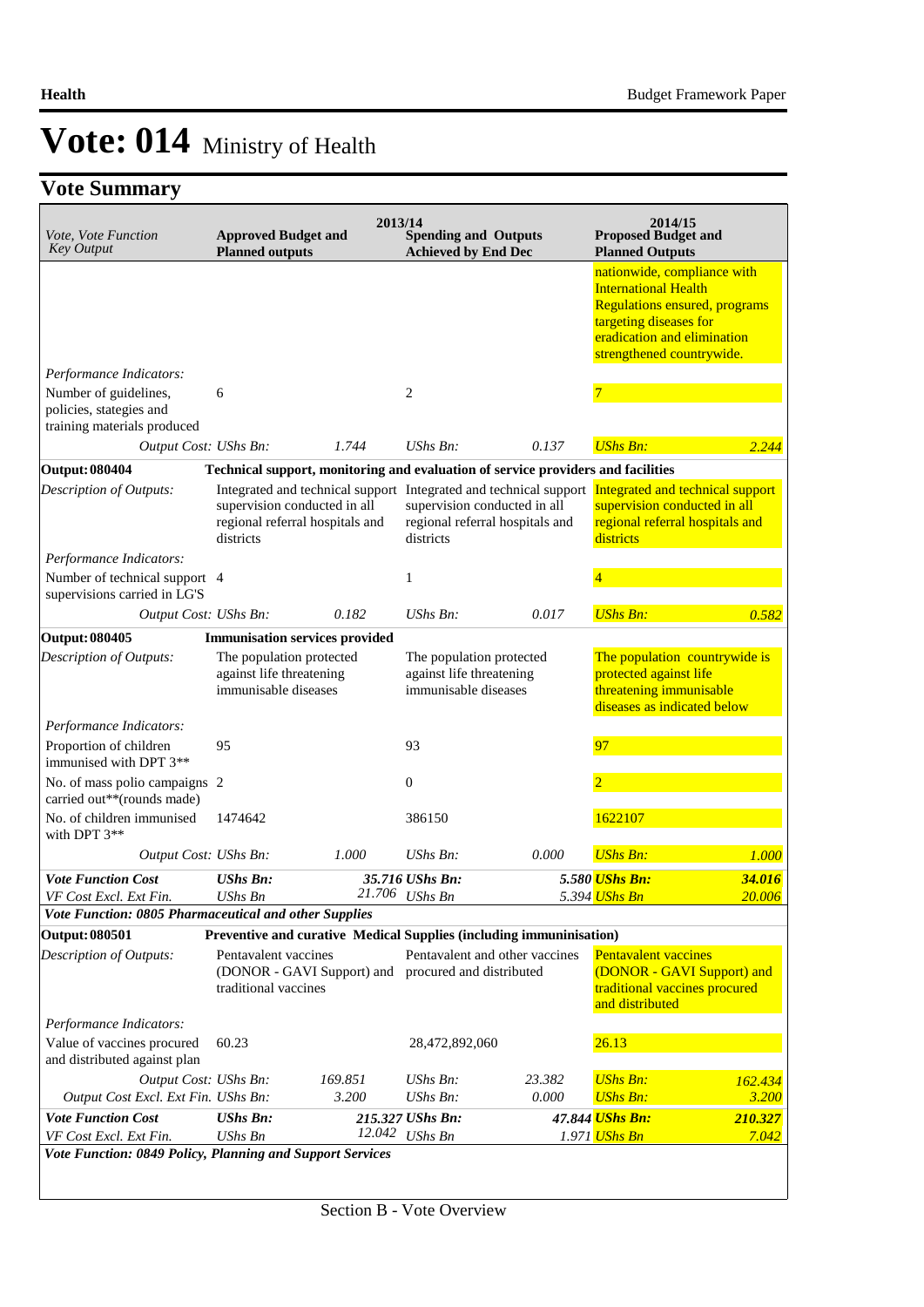# Vote: 014 Ministry of Health

## Vote Summary

| Vote, Vote Function Key Output | 2013/14 Approved Budget and Planned outputs | | 2013/14 Spending and Outputs Achieved by End Dec | | 2014/15 Proposed Budget and Planned Outputs | |
|---|---|---|---|---|---|---|
| | | | | | nationwide, compliance with International Health Regulations ensured, programs targeting diseases for eradication and elimination strengthened countrywide. | |
| *Performance Indicators:* | | | | | | |
| Number of guidelines, policies, stategies and training materials produced | 6 | | 2 | | 7 | |
| *Output Cost:* | *UShs Bn:* | *1.744* | *UShs Bn:* | *0.137* | *UShs Bn:* | *2.244* |
| **Output: 080404** | **Technical support, monitoring and evaluation of service providers and facilities** | | | | | |
| *Description of Outputs:* | Integrated and technical support supervision conducted in all regional referral hospitals and districts | | Integrated and technical support supervision conducted in all regional referral hospitals and districts | | Integrated and technical support supervision conducted in all regional referral hospitals and districts | |
| *Performance Indicators:* | | | | | | |
| Number of technical support supervisions carried in LG'S | 4 | | 1 | | 4 | |
| *Output Cost:* | *UShs Bn:* | *0.182* | *UShs Bn:* | *0.017* | *UShs Bn:* | *0.582* |
| **Output: 080405** | **Immunisation services provided** | | | | | |
| *Description of Outputs:* | The population protected against life threatening immunisable diseases | | The population protected against life threatening immunisable diseases | | The population countrywide is protected against life threatening immunisable diseases as indicated below | |
| *Performance Indicators:* | | | | | | |
| Proportion of children immunised with DPT 3** | 95 | | 93 | | 97 | |
| No. of mass polio campaigns carried out**(rounds made) | 2 | | 0 | | 2 | |
| No. of children immunised with DPT 3** | 1474642 | | 386150 | | 1622107 | |
| *Output Cost:* | *UShs Bn:* | *1.000* | *UShs Bn:* | *0.000* | *UShs Bn:* | *1.000* |
| ***Vote Function Cost*** | ***UShs Bn:*** | ***35.716*** | ***UShs Bn:*** | ***5.580*** | ***UShs Bn:*** | ***34.016*** |
| *VF Cost Excl. Ext Fin.* | *UShs Bn* | *21.706* | *UShs Bn* | *5.394* | *UShs Bn* | *20.006* |
| ***Vote Function: 0805 Pharmaceutical and other Supplies*** | | | | | | |
| **Output: 080501** | **Preventive and curative Medical Supplies (including immuninisation)** | | | | | |
| *Description of Outputs:* | Pentavalent vaccines (DONOR - GAVI Support) and traditional vaccines | | Pentavalent and other vaccines procured and distributed | | Pentavalent vaccines (DONOR - GAVI Support) and traditional vaccines procured and distributed | |
| *Performance Indicators:* | | | | | | |
| Value of vaccines procured and distributed against plan | 60.23 | | 28,472,892,060 | | 26.13 | |
| *Output Cost:* | *UShs Bn:* | *169.851* | *UShs Bn:* | *23.382* | *UShs Bn:* | *162.434* |
| *Output Cost Excl. Ext Fin.* | *UShs Bn:* | *3.200* | *UShs Bn:* | *0.000* | *UShs Bn:* | *3.200* |
| ***Vote Function Cost*** | ***UShs Bn:*** | ***215.327*** | ***UShs Bn:*** | ***47.844*** | ***UShs Bn:*** | ***210.327*** |
| *VF Cost Excl. Ext Fin.* | *UShs Bn* | *12.042* | *UShs Bn* | *1.971* | *UShs Bn* | *7.042* |
| ***Vote Function: 0849 Policy, Planning and Support Services*** | | | | | | |

Section B - Vote Overview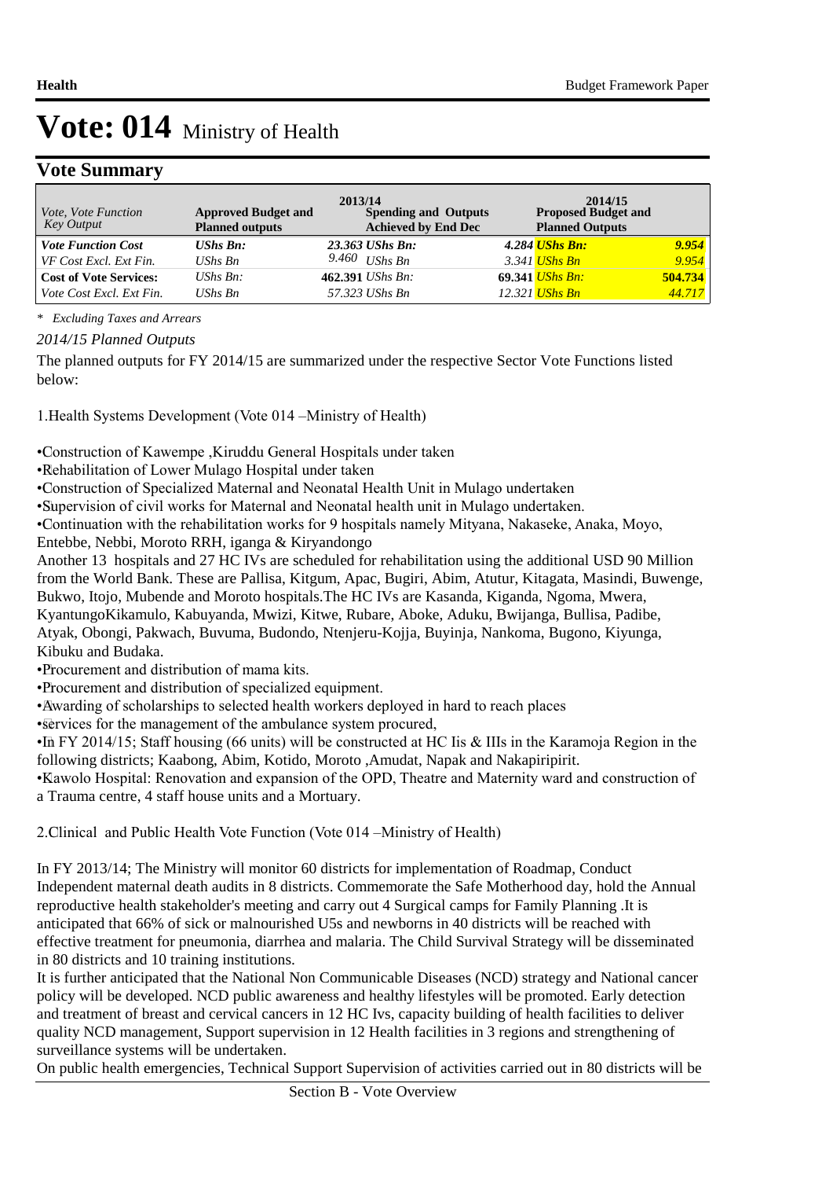# Vote: 014 Ministry of Health

## Vote Summary

| Vote, Vote Function Key Output | 2013/14 Approved Budget and Planned outputs | Spending and Outputs Achieved by End Dec | 2014/15 Proposed Budget and Planned Outputs |
|---|---|---|---|
| ***Vote Function Cost*** | ***UShs Bn:*** | ***23.363 UShs Bn:*** | ***4.284 UShs Bn: 9.954*** |
| *VF Cost Excl. Ext Fin.* | *UShs Bn* | *9.460 UShs Bn* | *3.341 UShs Bn 9.954* |
| **Cost of Vote Services:** | *UShs Bn:* | **462.391** *UShs Bn:* | **69.341** *UShs Bn:* **504.734** |
| *Vote Cost Excl. Ext Fin.* | *UShs Bn* | *57.323 UShs Bn* | *12.321 UShs Bn 44.717* |

\* *Excluding Taxes and Arrears*

*2014/15 Planned Outputs*

The planned outputs for FY 2014/15 are summarized under the respective Sector Vote Functions listed below:

1.Health Systems Development (Vote 014 –Ministry of Health)

•Construction of Kawempe ,Kiruddu General Hospitals under taken
•Rehabilitation of Lower Mulago Hospital under taken
•Construction of Specialized Maternal and Neonatal Health Unit in Mulago undertaken
•Supervision of civil works for Maternal and Neonatal health unit in Mulago undertaken.
•Continuation with the rehabilitation works for 9 hospitals namely Mityana, Nakaseke, Anaka, Moyo, Entebbe, Nebbi, Moroto RRH, iganga & Kiryandongo
Another 13 hospitals and 27 HC IVs are scheduled for rehabilitation using the additional USD 90 Million from the World Bank. These are Pallisa, Kitgum, Apac, Bugiri, Abim, Atutur, Kitagata, Masindi, Buwenge, Bukwo, Itojo, Mubende and Moroto hospitals.The HC IVs are Kasanda, Kiganda, Ngoma, Mwera, KyantungoKikamulo, Kabuyanda, Mwizi, Kitwe, Rubare, Aboke, Aduku, Bwijanga, Bullisa, Padibe, Atyak, Obongi, Pakwach, Buvuma, Budondo, Ntenjeru-Kojja, Buyinja, Nankoma, Bugono, Kiyunga, Kibuku and Budaka.
•Procurement and distribution of mama kits.
•Procurement and distribution of specialized equipment.
•Awarding of scholarships to selected health workers deployed in hard to reach places
•services for the management of the ambulance system procured,
•In FY 2014/15; Staff housing (66 units) will be constructed at HC Iis & IIIs in the Karamoja Region in the following districts; Kaabong, Abim, Kotido, Moroto ,Amudat, Napak and Nakapiripirit.
•Kawolo Hospital: Renovation and expansion of the OPD, Theatre and Maternity ward and construction of a Trauma centre, 4 staff house units and a Mortuary.

2.Clinical and Public Health Vote Function (Vote 014 –Ministry of Health)

In FY 2013/14; The Ministry will monitor 60 districts for implementation of Roadmap, Conduct Independent maternal death audits in 8 districts. Commemorate the Safe Motherhood day, hold the Annual reproductive health stakeholder's meeting and carry out 4 Surgical camps for Family Planning .It is anticipated that 66% of sick or malnourished U5s and newborns in 40 districts will be reached with effective treatment for pneumonia, diarrhea and malaria. The Child Survival Strategy will be disseminated in 80 districts and 10 training institutions.
It is further anticipated that the National Non Communicable Diseases (NCD) strategy and National cancer policy will be developed. NCD public awareness and healthy lifestyles will be promoted. Early detection and treatment of breast and cervical cancers in 12 HC Ivs, capacity building of health facilities to deliver quality NCD management, Support supervision in 12 Health facilities in 3 regions and strengthening of surveillance systems will be undertaken.
On public health emergencies, Technical Support Supervision of activities carried out in 80 districts will be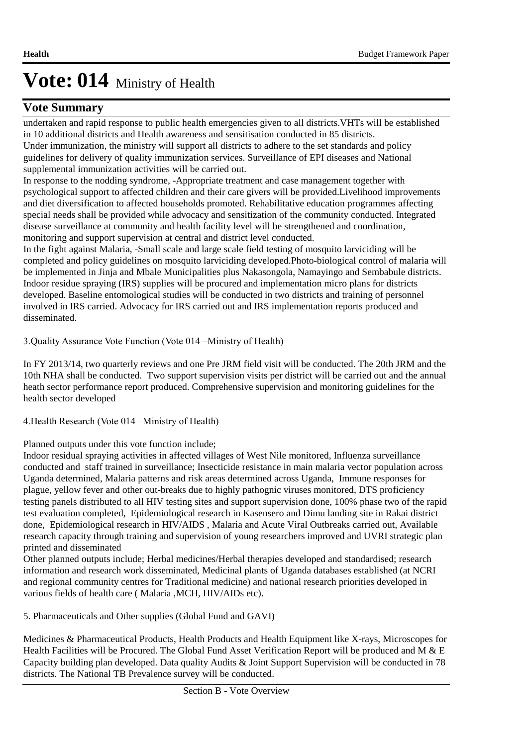# Vote: 014 Ministry of Health

## Vote Summary

undertaken and rapid response to public health emergencies given to all districts.VHTs will be established in 10 additional districts and Health awareness and sensitisation conducted in 85 districts.
Under immunization, the ministry will support all districts to adhere to the set standards and policy guidelines for delivery of quality immunization services. Surveillance of EPI diseases and National supplemental immunization activities will be carried out.
In response to the nodding syndrome, -Appropriate treatment and case management together with psychological support to affected children and their care givers will be provided.Livelihood improvements and diet diversification to affected households promoted. Rehabilitative education programmes affecting special needs shall be provided while advocacy and sensitization of the community conducted. Integrated disease surveillance at community and health facility level will be strengthened and coordination, monitoring and support supervision at central and district level conducted.
In the fight against Malaria, -Small scale and large scale field testing of mosquito larviciding will be completed and policy guidelines on mosquito larviciding developed.Photo-biological control of malaria will be implemented in Jinja and Mbale Municipalities plus Nakasongola, Namayingo and Sembabule districts. Indoor residue spraying (IRS) supplies will be procured and implementation micro plans for districts developed. Baseline entomological studies will be conducted in two districts and training of personnel involved in IRS carried. Advocacy for IRS carried out and IRS implementation reports produced and disseminated.

3.Quality Assurance Vote Function (Vote 014 –Ministry of Health)

In FY 2013/14, two quarterly reviews and one Pre JRM field visit will be conducted. The 20th JRM and the 10th NHA shall be conducted. Two support supervision visits per district will be carried out and the annual heath sector performance report produced. Comprehensive supervision and monitoring guidelines for the health sector developed

4.Health Research (Vote 014 –Ministry of Health)

Planned outputs under this vote function include;
Indoor residual spraying activities in affected villages of West Nile monitored, Influenza surveillance conducted and staff trained in surveillance; Insecticide resistance in main malaria vector population across Uganda determined, Malaria patterns and risk areas determined across Uganda, Immune responses for plague, yellow fever and other out-breaks due to highly pathognic viruses monitored, DTS proficiency testing panels distributed to all HIV testing sites and support supervision done, 100% phase two of the rapid test evaluation completed, Epidemiological research in Kasensero and Dimu landing site in Rakai district done, Epidemiological research in HIV/AIDS , Malaria and Acute Viral Outbreaks carried out, Available research capacity through training and supervision of young researchers improved and UVRI strategic plan printed and disseminated
Other planned outputs include; Herbal medicines/Herbal therapies developed and standardised; research information and research work disseminated, Medicinal plants of Uganda databases established (at NCRI and regional community centres for Traditional medicine) and national research priorities developed in various fields of health care ( Malaria ,MCH, HIV/AIDs etc).

5. Pharmaceuticals and Other supplies (Global Fund and GAVI)

Medicines & Pharmaceutical Products, Health Products and Health Equipment like X-rays, Microscopes for Health Facilities will be Procured. The Global Fund Asset Verification Report will be produced and M & E Capacity building plan developed. Data quality Audits & Joint Support Supervision will be conducted in 78 districts. The National TB Prevalence survey will be conducted.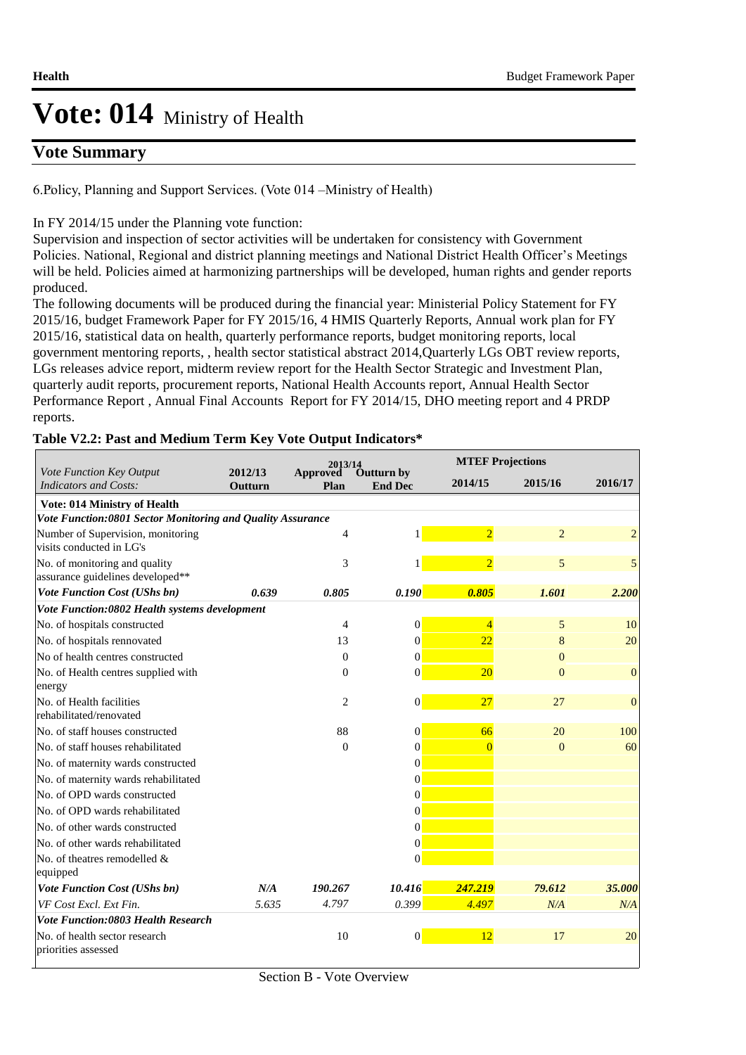# Vote: 014 Ministry of Health

## Vote Summary

6.Policy, Planning and Support Services. (Vote 014 –Ministry of Health)

In FY 2014/15 under the Planning vote function:
Supervision and inspection of sector activities will be undertaken for consistency with Government Policies. National, Regional and district planning meetings and National District Health Officer's Meetings will be held. Policies aimed at harmonizing partnerships will be developed, human rights and gender reports produced.
The following documents will be produced during the financial year: Ministerial Policy Statement for FY 2015/16, budget Framework Paper for FY 2015/16, 4 HMIS Quarterly Reports, Annual work plan for FY 2015/16, statistical data on health, quarterly performance reports, budget monitoring reports, local government mentoring reports, , health sector statistical abstract 2014,Quarterly LGs OBT review reports, LGs releases advice report, midterm review report for the Health Sector Strategic and Investment Plan, quarterly audit reports, procurement reports, National Health Accounts report, Annual Health Sector Performance Report , Annual Final Accounts Report for FY 2014/15, DHO meeting report and 4 PRDP reports.

**Table V2.2: Past and Medium Term Key Vote Output Indicators***

| *Vote Function Key Output Indicators and Costs:* | 2012/13 Outturn | 2013/14 Approved Plan | 2013/14 Outturn by End Dec | MTEF Projections 2014/15 | 2015/16 | 2016/17 |
|---|---|---|---|---|---|---|
| **Vote: 014 Ministry of Health** | | | | | | |
| ***Vote Function:0801 Sector Monitoring and Quality Assurance*** | | | | | | |
| Number of Supervision, monitoring visits conducted in LG's | | 4 | 1 | 2 | 2 | 2 |
| No. of monitoring and quality assurance guidelines developed** | | 3 | 1 | 2 | 5 | 5 |
| ***Vote Function Cost (UShs bn)*** | ***0.639*** | ***0.805*** | ***0.190*** | ***0.805*** | ***1.601*** | ***2.200*** |
| ***Vote Function:0802 Health systems development*** | | | | | | |
| No. of hospitals constructed | | 4 | 0 | 4 | 5 | 10 |
| No. of hospitals rennovated | | 13 | 0 | 22 | 8 | 20 |
| No of health centres constructed | | 0 | 0 | | 0 | |
| No. of Health centres supplied with energy | | 0 | 0 | 20 | 0 | 0 |
| No. of Health facilities rehabilitated/renovated | | 2 | 0 | 27 | 27 | 0 |
| No. of staff houses constructed | | 88 | 0 | 66 | 20 | 100 |
| No. of staff houses rehabilitated | | 0 | 0 | 0 | 0 | 60 |
| No. of maternity wards constructed | | | 0 | | | |
| No. of maternity wards rehabilitated | | | 0 | | | |
| No. of OPD wards constructed | | | 0 | | | |
| No. of OPD wards rehabilitated | | | 0 | | | |
| No. of other wards constructed | | | 0 | | | |
| No. of other wards rehabilitated | | | 0 | | | |
| No. of theatres remodelled & equipped | | | 0 | | | |
| ***Vote Function Cost (UShs bn)*** | ***N/A*** | ***190.267*** | ***10.416*** | ***247.219*** | ***79.612*** | ***35.000*** |
| *VF Cost Excl. Ext Fin.* | *5.635* | *4.797* | *0.399* | *4.497* | *N/A* | *N/A* |
| ***Vote Function:0803 Health Research*** | | | | | | |
| No. of health sector research priorities assessed | | 10 | 0 | 12 | 17 | 20 |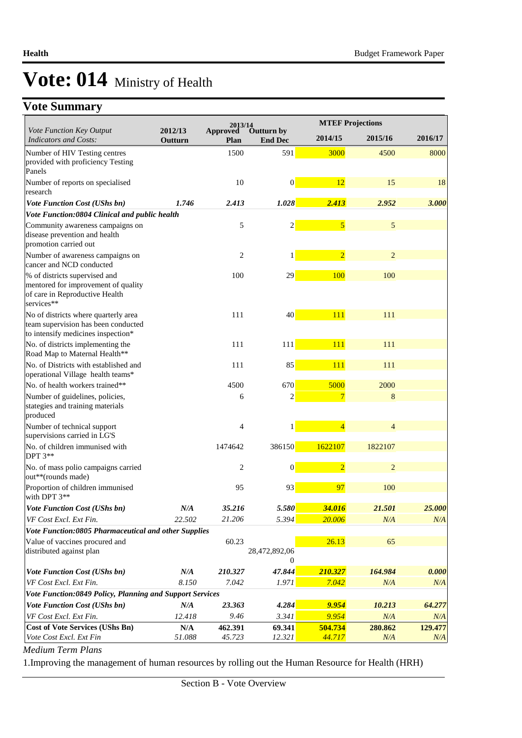# Vote: 014 Ministry of Health

## Vote Summary

| *Vote Function Key Output Indicators and Costs:* | 2012/13 Outturn | 2013/14 Approved Plan | 2013/14 Outturn by End Dec | MTEF Projections 2014/15 | 2015/16 | 2016/17 |
|---|---|---|---|---|---|---|
| Number of HIV Testing centres provided with proficiency Testing Panels | | 1500 | 591 | 3000 | 4500 | 8000 |
| Number of reports on specialised research | | 10 | 0 | 12 | 15 | 18 |
| ***Vote Function Cost (UShs bn)*** | ***1.746*** | ***2.413*** | ***1.028*** | ***2.413*** | ***2.952*** | ***3.000*** |
| ***Vote Function:0804 Clinical and public health*** | | | | | | |
| Community awareness campaigns on disease prevention and health promotion carried out | | 5 | 2 | 5 | 5 | |
| Number of awareness campaigns on cancer and NCD conducted | | 2 | 1 | 2 | 2 | |
| % of districts supervised and mentored for improvement of quality of care in Reproductive Health services** | | 100 | 29 | 100 | 100 | |
| No of districts where quarterly area team supervision has been conducted to intensify medicines inspection* | | 111 | 40 | 111 | 111 | |
| No. of districts implementing the Road Map to Maternal Health** | | 111 | 111 | 111 | 111 | |
| No. of Districts with established and operational Village health teams* | | 111 | 85 | 111 | 111 | |
| No. of health workers trained** | | 4500 | 670 | 5000 | 2000 | |
| Number of guidelines, policies, stategies and training materials produced | | 6 | 2 | 7 | 8 | |
| Number of technical support supervisions carried in LG'S | | 4 | 1 | 4 | 4 | |
| No. of children immunised with DPT 3** | | 1474642 | 386150 | 1622107 | 1822107 | |
| No. of mass polio campaigns carried out**(rounds made) | | 2 | 0 | 2 | 2 | |
| Proportion of children immunised with DPT 3** | | 95 | 93 | 97 | 100 | |
| ***Vote Function Cost (UShs bn)*** | ***N/A*** | ***35.216*** | ***5.580*** | ***34.016*** | ***21.501*** | ***25.000*** |
| *VF Cost Excl. Ext Fin.* | *22.502* | *21.206* | *5.394* | *20.006* | *N/A* | *N/A* |
| ***Vote Function:0805 Pharmaceutical and other Supplies*** | | | | | | |
| Value of vaccines procured and distributed against plan | | 60.23 | 28,472,892,060 | 26.13 | 65 | |
| ***Vote Function Cost (UShs bn)*** | ***N/A*** | ***210.327*** | ***47.844*** | ***210.327*** | ***164.984*** | ***0.000*** |
| *VF Cost Excl. Ext Fin.* | *8.150* | *7.042* | *1.971* | *7.042* | *N/A* | *N/A* |
| ***Vote Function:0849 Policy, Planning and Support Services*** | | | | | | |
| ***Vote Function Cost (UShs bn)*** | ***N/A*** | ***23.363*** | ***4.284*** | ***9.954*** | ***10.213*** | ***64.277*** |
| *VF Cost Excl. Ext Fin.* | *12.418* | *9.46* | *3.341* | *9.954* | *N/A* | *N/A* |
| **Cost of Vote Services (UShs Bn)** | **N/A** | **462.391** | **69.341** | **504.734** | **280.862** | **129.477** |
| *Vote Cost Excl. Ext Fin* | *51.088* | *45.723* | *12.321* | *44.717* | *N/A* | *N/A* |

*Medium Term Plans*

1.Improving the management of human resources by rolling out the Human Resource for Health (HRH)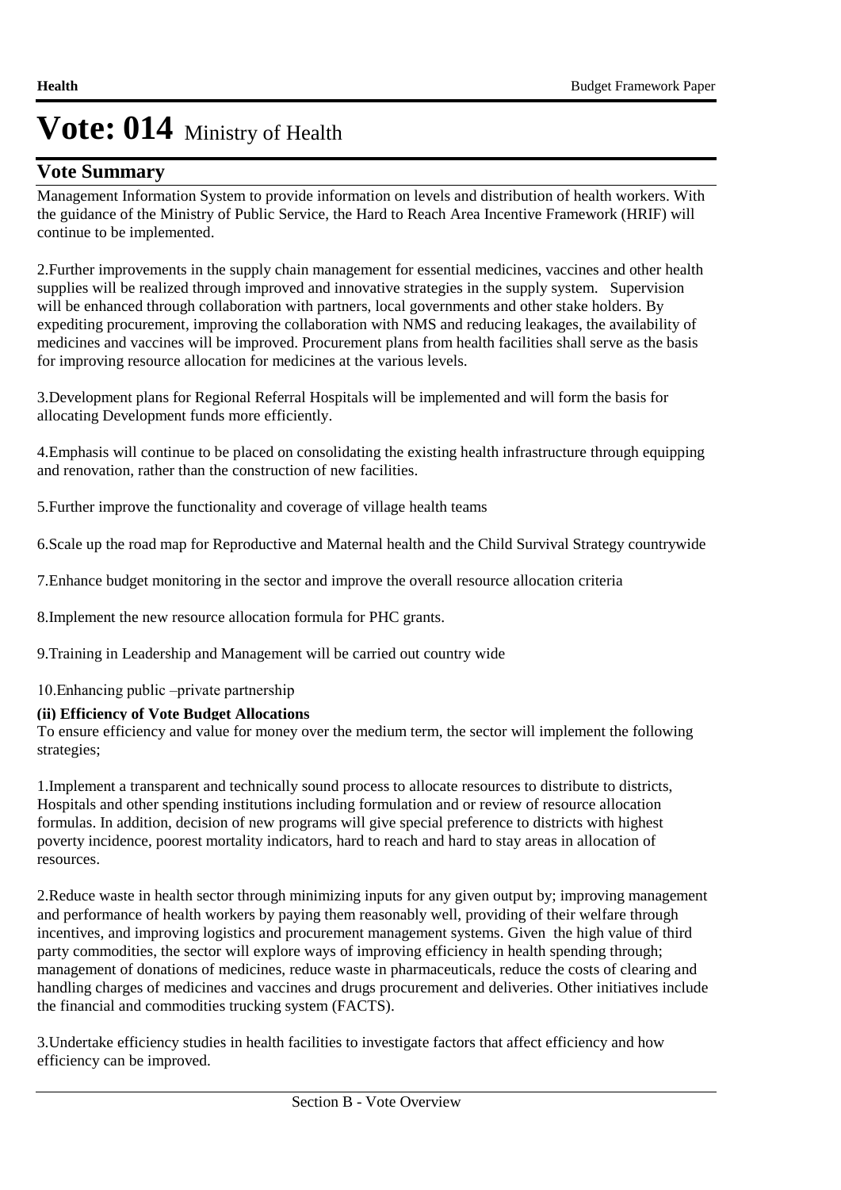# Vote: 014 Ministry of Health

## Vote Summary

Management Information System to provide information on levels and distribution of health workers. With the guidance of the Ministry of Public Service, the Hard to Reach Area Incentive Framework (HRIF) will continue to be implemented.

2.Further improvements in the supply chain management for essential medicines, vaccines and other health supplies will be realized through improved and innovative strategies in the supply system. Supervision will be enhanced through collaboration with partners, local governments and other stake holders. By expediting procurement, improving the collaboration with NMS and reducing leakages, the availability of medicines and vaccines will be improved. Procurement plans from health facilities shall serve as the basis for improving resource allocation for medicines at the various levels.

3.Development plans for Regional Referral Hospitals will be implemented and will form the basis for allocating Development funds more efficiently.

4.Emphasis will continue to be placed on consolidating the existing health infrastructure through equipping and renovation, rather than the construction of new facilities.

5.Further improve the functionality and coverage of village health teams

6.Scale up the road map for Reproductive and Maternal health and the Child Survival Strategy countrywide

7.Enhance budget monitoring in the sector and improve the overall resource allocation criteria

8.Implement the new resource allocation formula for PHC grants.

9.Training in Leadership and Management will be carried out country wide

10.Enhancing public –private partnership

**(ii) Efficiency of Vote Budget Allocations**

To ensure efficiency and value for money over the medium term, the sector will implement the following strategies;

1.Implement a transparent and technically sound process to allocate resources to distribute to districts, Hospitals and other spending institutions including formulation and or review of resource allocation formulas. In addition, decision of new programs will give special preference to districts with highest poverty incidence, poorest mortality indicators, hard to reach and hard to stay areas in allocation of resources.

2.Reduce waste in health sector through minimizing inputs for any given output by; improving management and performance of health workers by paying them reasonably well, providing of their welfare through incentives, and improving logistics and procurement management systems. Given the high value of third party commodities, the sector will explore ways of improving efficiency in health spending through; management of donations of medicines, reduce waste in pharmaceuticals, reduce the costs of clearing and handling charges of medicines and vaccines and drugs procurement and deliveries. Other initiatives include the financial and commodities trucking system (FACTS).

3.Undertake efficiency studies in health facilities to investigate factors that affect efficiency and how efficiency can be improved.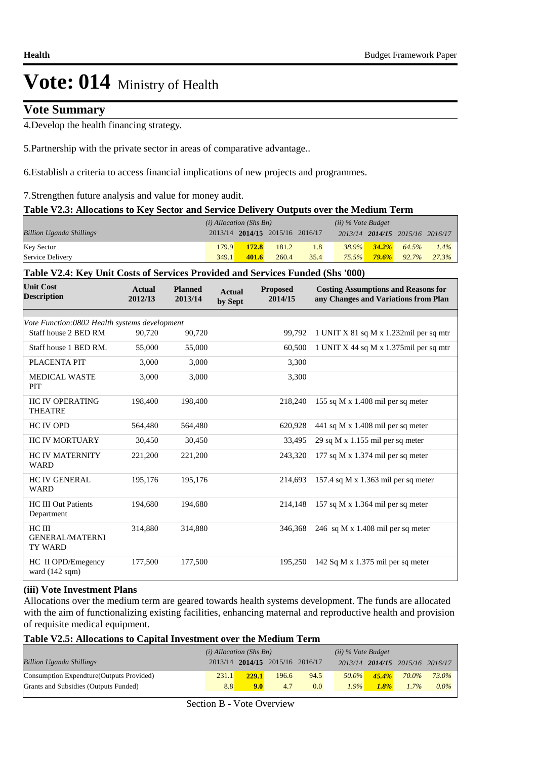# Vote: 014 Ministry of Health

## Vote Summary

4.Develop the health financing strategy.

5.Partnership with the private sector in areas of comparative advantage..

6.Establish a criteria to access financial implications of new projects and programmes.

7.Strengthen future analysis and value for money audit.

### Table V2.3: Allocations to Key Sector and Service Delivery Outputs over the Medium Term

| *Billion Uganda Shillings* | *(i) Allocation (Shs Bn)* | | | | *(ii) % Vote Budget* | | | |
|---|---|---|---|---|---|---|---|---|
| | 2013/14 | **2014/15** | 2015/16 | 2016/17 | *2013/14* | ***2014/15*** | *2015/16* | *2016/17* |
| Key Sector | 179.9 | **172.8** | 181.2 | 1.8 | *38.9%* | ***34.2%*** | *64.5%* | *1.4%* |
| Service Delivery | 349.1 | **401.6** | 260.4 | 35.4 | *75.5%* | ***79.6%*** | *92.7%* | *27.3%* |

### Table V2.4: Key Unit Costs of Services Provided and Services Funded (Shs '000)

| Unit Cost Description | Actual 2012/13 | Planned 2013/14 | Actual by Sept | Proposed 2014/15 | Costing Assumptions and Reasons for any Changes and Variations from Plan |
|---|---|---|---|---|---|
| *Vote Function:0802 Health systems development* | | | | | |
| Staff house 2 BED RM | 90,720 | 90,720 | | 99,792 | 1 UNIT X 81 sq M x 1.232mil per sq mtr |
| Staff house 1 BED RM. | 55,000 | 55,000 | | 60,500 | 1 UNIT X 44 sq M x 1.375mil per sq mtr |
| PLACENTA PIT | 3,000 | 3,000 | | 3,300 | |
| MEDICAL WASTE PIT | 3,000 | 3,000 | | 3,300 | |
| HC IV OPERATING THEATRE | 198,400 | 198,400 | | 218,240 | 155 sq M x 1.408 mil per sq meter |
| HC IV OPD | 564,480 | 564,480 | | 620,928 | 441 sq M x 1.408 mil per sq meter |
| HC IV MORTUARY | 30,450 | 30,450 | | 33,495 | 29 sq M x 1.155 mil per sq meter |
| HC IV MATERNITY WARD | 221,200 | 221,200 | | 243,320 | 177 sq M x 1.374 mil per sq meter |
| HC IV GENERAL WARD | 195,176 | 195,176 | | 214,693 | 157.4 sq M x 1.363 mil per sq meter |
| HC III Out Patients Department | 194,680 | 194,680 | | 214,148 | 157 sq M x 1.364 mil per sq meter |
| HC III GENERAL/MATERNITY WARD | 314,880 | 314,880 | | 346,368 | 246 sq M x 1.408 mil per sq meter |
| HC II OPD/Emegency ward (142 sqm) | 177,500 | 177,500 | | 195,250 | 142 Sq M x 1.375 mil per sq meter |

### (iii) Vote Investment Plans

Allocations over the medium term are geared towards health systems development. The funds are allocated with the aim of functionalizing existing facilities, enhancing maternal and reproductive health and provision of requisite medical equipment.

### Table V2.5: Allocations to Capital Investment over the Medium Term

| *Billion Uganda Shillings* | *(i) Allocation (Shs Bn)* | | | | *(ii) % Vote Budget* | | | |
|---|---|---|---|---|---|---|---|---|
| | 2013/14 | **2014/15** | 2015/16 | 2016/17 | *2013/14* | ***2014/15*** | *2015/16* | *2016/17* |
| Consumption Expendture(Outputs Provided) | 231.1 | **229.1** | 196.6 | 94.5 | *50.0%* | ***45.4%*** | *70.0%* | *73.0%* |
| Grants and Subsidies (Outputs Funded) | 8.8 | **9.0** | 4.7 | 0.0 | *1.9%* | ***1.8%*** | *1.7%* | *0.0%* |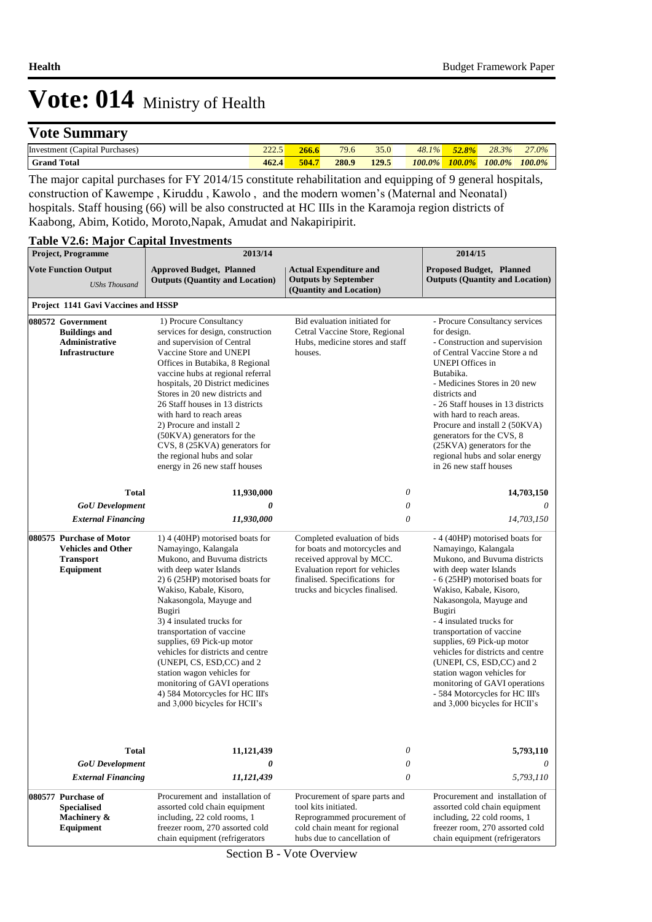# Vote: 014 Ministry of Health

## Vote Summary

| | | | | | | | | |
|---|---|---|---|---|---|---|---|---|
| Investment (Capital Purchases) | 222.5 | 266.6 | 79.6 | 35.0 | *48.1%* | *52.8%* | *28.3%* | *27.0%* |
| **Grand Total** | **462.4** | **504.7** | **280.9** | **129.5** | ***100.0%*** | ***100.0%*** | ***100.0%*** | ***100.0%*** |

The major capital purchases for FY 2014/15 constitute rehabilitation and equipping of 9 general hospitals, construction of Kawempe , Kiruddu , Kawolo , and the modern women's (Maternal and Neonatal) hospitals. Staff housing (66) will be also constructed at HC IIIs in the Karamoja region districts of Kaabong, Abim, Kotido, Moroto,Napak, Amudat and Nakapiripirit.

**Table V2.6: Major Capital Investments**

| **Project, Programme** | **2013/14** | | **2014/15** |
|---|---|---|---|
| **Vote Function Output** *UShs Thousand* | **Approved Budget, Planned Outputs (Quantity and Location)** | **Actual Expenditure and Outputs by September (Quantity and Location)** | **Proposed Budget, Planned Outputs (Quantity and Location)** |
| **Project 1141 Gavi Vaccines and HSSP** | | | |
| **080572 Government Buildings and Administrative Infrastructure** | 1) Procure Consultancy services for design, construction and supervision of Central Vaccine Store and UNEPI Offices in Butabika, 8 Regional vaccine hubs at regional referral hospitals, 20 District medicines Stores in 20 new districts and 26 Staff houses in 13 districts with hard to reach areas 2) Procure and install 2 (50KVA) generators for the CVS, 8 (25KVA) generators for the regional hubs and solar energy in 26 new staff houses | Bid evaluation initiated for Cetral Vaccine Store, Regional Hubs, medicine stores and staff houses. | - Procure Consultancy services for design. - Construction and supervision of Central Vaccine Store a nd UNEPI Offices in Butabika. - Medicines Stores in 20 new districts and - 26 Staff houses in 13 districts with hard to reach areas. Procure and install 2 (50KVA) generators for the CVS, 8 (25KVA) generators for the regional hubs and solar energy in 26 new staff houses |
| **Total** | **11,930,000** | *0* | **14,703,150** |
| ***GoU Development*** | ***0*** | *0* | *0* |
| ***External Financing*** | ***11,930,000*** | *0* | *14,703,150* |
| **080575 Purchase of Motor Vehicles and Other Transport Equipment** | 1) 4 (40HP) motorised boats for Namayingo, Kalangala Mukono, and Buvuma districts with deep water Islands 2) 6 (25HP) motorised boats for Wakiso, Kabale, Kisoro, Nakasongola, Mayuge and Bugiri 3) 4 insulated trucks for transportation of vaccine supplies, 69 Pick-up motor vehicles for districts and centre (UNEPI, CS, ESD,CC) and 2 station wagon vehicles for monitoring of GAVI operations 4) 584 Motorcycles for HC III's and 3,000 bicycles for HCII's | Completed evaluation of bids for boats and motorcycles and received approval by MCC. Evaluation report for vehicles finalised. Specifications for trucks and bicycles finalised. | - 4 (40HP) motorised boats for Namayingo, Kalangala Mukono, and Buvuma districts with deep water Islands - 6 (25HP) motorised boats for Wakiso, Kabale, Kisoro, Nakasongola, Mayuge and Bugiri - 4 insulated trucks for transportation of vaccine supplies, 69 Pick-up motor vehicles for districts and centre (UNEPI, CS, ESD,CC) and 2 station wagon vehicles for monitoring of GAVI operations - 584 Motorcycles for HC III's and 3,000 bicycles for HCII's |
| **Total** | **11,121,439** | *0* | **5,793,110** |
| ***GoU Development*** | ***0*** | *0* | *0* |
| ***External Financing*** | ***11,121,439*** | *0* | *5,793,110* |
| **080577 Purchase of Specialised Machinery & Equipment** | Procurement and installation of assorted cold chain equipment including, 22 cold rooms, 1 freezer room, 270 assorted cold chain equipment (refrigerators | Procurement of spare parts and tool kits initiated. Reprogrammed procurement of cold chain meant for regional hubs due to cancellation of | Procurement and installation of assorted cold chain equipment including, 22 cold rooms, 1 freezer room, 270 assorted cold chain equipment (refrigerators |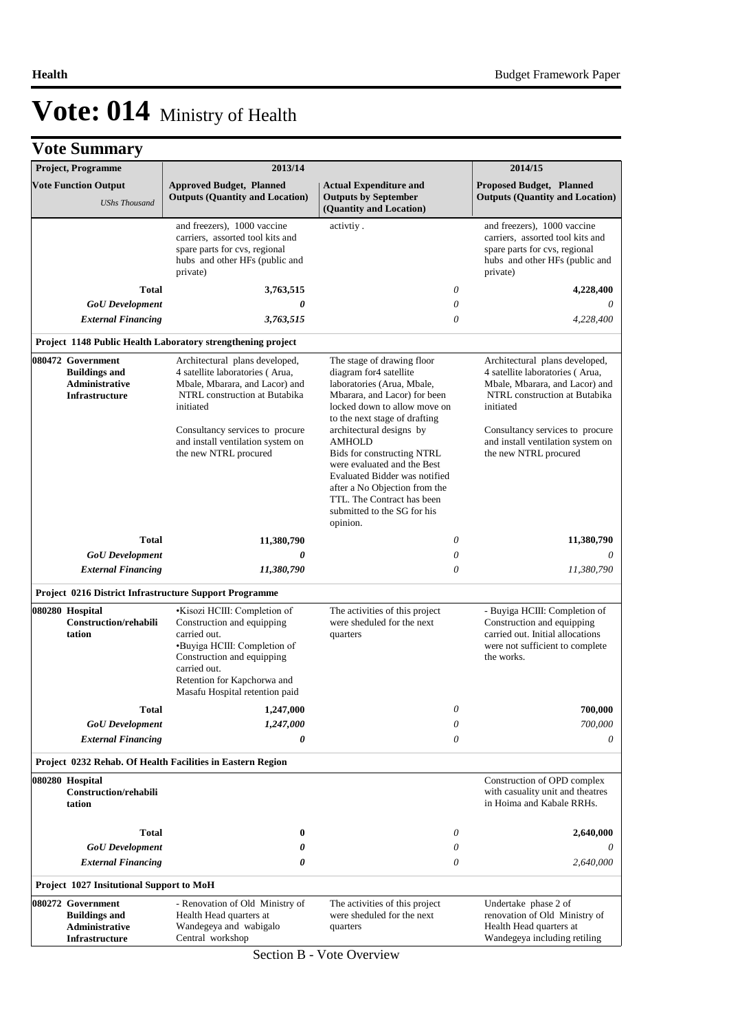# Vote: 014 Ministry of Health

## Vote Summary

| Project, Programme<br>Vote Function Output<br>*UShs Thousand* | 2013/14<br>Approved Budget, Planned Outputs (Quantity and Location) | Actual Expenditure and Outputs by September (Quantity and Location) | 2014/15<br>Proposed Budget, Planned Outputs (Quantity and Location) |
|---|---|---|---|
| | and freezers), 1000 vaccine carriers, assorted tool kits and spare parts for cvs, regional hubs and other HFs (public and private) | activtiy . | and freezers), 1000 vaccine carriers, assorted tool kits and spare parts for cvs, regional hubs and other HFs (public and private) |
| **Total** | **3,763,515** | *0* | **4,228,400** |
| ***GoU Development*** | ***0*** | *0* | *0* |
| ***External Financing*** | ***3,763,515*** | *0* | *4,228,400* |
| **Project 1148 Public Health Laboratory strengthening project** | | | |
| **080472 Government Buildings and Administrative Infrastructure** | Architectural plans developed, 4 satellite laboratories ( Arua, Mbale, Mbarara, and Lacor) and NTRL construction at Butabika initiated<br><br>Consultancy services to procure and install ventilation system on the new NTRL procured | The stage of drawing floor diagram for4 satellite laboratories (Arua, Mbale, Mbarara, and Lacor) for been locked down to allow move on to the next stage of drafting architectural designs by AMHOLD<br>Bids for constructing NTRL were evaluated and the Best Evaluated Bidder was notified after a No Objection from the TTL. The Contract has been submitted to the SG for his opinion. | Architectural plans developed, 4 satellite laboratories ( Arua, Mbale, Mbarara, and Lacor) and NTRL construction at Butabika initiated<br><br>Consultancy services to procure and install ventilation system on the new NTRL procured |
| **Total** | **11,380,790** | *0* | **11,380,790** |
| ***GoU Development*** | ***0*** | *0* | *0* |
| ***External Financing*** | ***11,380,790*** | *0* | *11,380,790* |
| **Project 0216 District Infrastructure Support Programme** | | | |
| **080280 Hospital Construction/rehabilitation** | •Kisozi HCIII: Completion of Construction and equipping carried out.<br>•Buyiga HCIII: Completion of Construction and equipping carried out.<br>Retention for Kapchorwa and Masafu Hospital retention paid | The activities of this project were sheduled for the next quarters | - Buyiga HCIII: Completion of Construction and equipping carried out. Initial allocations were not sufficient to complete the works. |
| **Total** | **1,247,000** | *0* | **700,000** |
| ***GoU Development*** | ***1,247,000*** | *0* | *700,000* |
| ***External Financing*** | ***0*** | *0* | *0* |
| **Project 0232 Rehab. Of Health Facilities in Eastern Region** | | | |
| **080280 Hospital Construction/rehabilitation** | | | Construction of OPD complex with casuality unit and theatres in Hoima and Kabale RRHs. |
| **Total** | **0** | *0* | **2,640,000** |
| ***GoU Development*** | ***0*** | *0* | *0* |
| ***External Financing*** | ***0*** | *0* | *2,640,000* |
| **Project 1027 Insitutional Support to MoH** | | | |
| **080272 Government Buildings and Administrative Infrastructure** | - Renovation of Old Ministry of Health Head quarters at Wandegeya and wabigalo Central workshop | The activities of this project were sheduled for the next quarters | Undertake phase 2 of renovation of Old Ministry of Health Head quarters at Wandegeya including retiling |

Section B - Vote Overview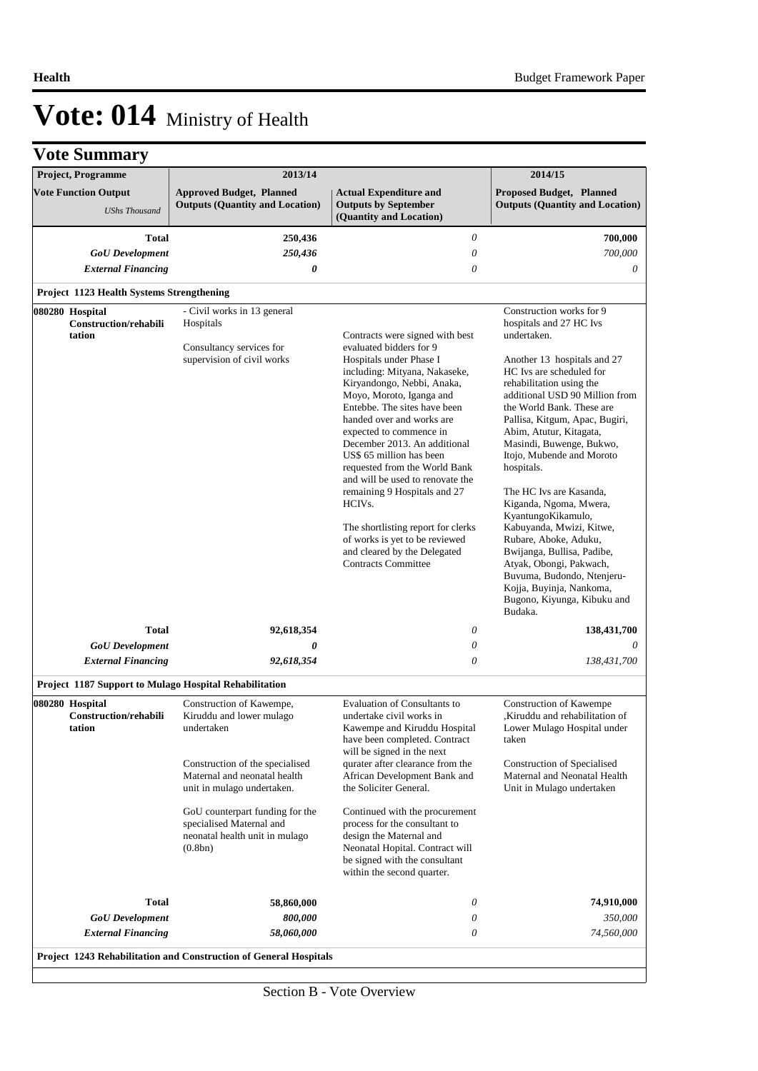# Vote: 014 Ministry of Health

## Vote Summary

| Project, Programme | 2013/14 | | 2014/15 |
|---|---|---|---|
| **Vote Function Output** *UShs Thousand* | **Approved Budget, Planned Outputs (Quantity and Location)** | **Actual Expenditure and Outputs by September (Quantity and Location)** | **Proposed Budget, Planned Outputs (Quantity and Location)** |
| **Total** | **250,436** | *0* | **700,000** |
| ***GoU Development*** | ***250,436*** | *0* | *700,000* |
| ***External Financing*** | ***0*** | *0* | *0* |
| **Project 1123 Health Systems Strengthening** | | | |
| **080280 Hospital Construction/rehabilitation** | - Civil works in 13 general Hospitals<br><br>Consultancy services for supervision of civil works | Contracts were signed with best evaluated bidders for 9 Hospitals under Phase I including: Mityana, Nakaseke, Kiryandongo, Nebbi, Anaka, Moyo, Moroto, Iganga and Entebbe. The sites have been handed over and works are expected to commence in December 2013. An additional US$ 65 million has been requested from the World Bank and will be used to renovate the remaining 9 Hospitals and 27 HCIVs.<br><br>The shortlisting report for clerks of works is yet to be reviewed and cleared by the Delegated Contracts Committee | Construction works for 9 hospitals and 27 HC Ivs undertaken.<br><br>Another 13 hospitals and 27 HC Ivs are scheduled for rehabilitation using the additional USD 90 Million from the World Bank. These are Pallisa, Kitgum, Apac, Bugiri, Abim, Atutur, Kitagata, Masindi, Buwenge, Bukwo, Itojo, Mubende and Moroto hospitals.<br><br>The HC Ivs are Kasanda, Kiganda, Ngoma, Mwera, KyantungoKikamulo, Kabuyanda, Mwizi, Kitwe, Rubare, Aboke, Aduku, Bwijanga, Bullisa, Padibe, Atyak, Obongi, Pakwach, Buvuma, Budondo, Ntenjeru-Kojja, Buyinja, Nankoma, Bugono, Kiyunga, Kibuku and Budaka. |
| **Total** | **92,618,354** | *0* | **138,431,700** |
| ***GoU Development*** | ***0*** | *0* | *0* |
| ***External Financing*** | ***92,618,354*** | *0* | *138,431,700* |
| **Project 1187 Support to Mulago Hospital Rehabilitation** | | | |
| **080280 Hospital Construction/rehabilitation** | Construction of Kawempe, Kiruddu and lower mulago undertaken<br><br>Construction of the specialised Maternal and neonatal health unit in mulago undertaken.<br><br>GoU counterpart funding for the specialised Maternal and neonatal health unit in mulago (0.8bn) | Evaluation of Consultants to undertake civil works in Kawempe and Kiruddu Hospital have been completed. Contract will be signed in the next qurater after clearance from the African Development Bank and the Soliciter General.<br><br>Continued with the procurement process for the consultant to design the Maternal and Neonatal Hopital. Contract will be signed with the consultant within the second quarter. | Construction of Kawempe ,Kiruddu and rehabilitation of Lower Mulago Hospital under taken<br><br>Construction of Specialised Maternal and Neonatal Health Unit in Mulago undertaken |
| **Total** | **58,860,000** | *0* | **74,910,000** |
| ***GoU Development*** | ***800,000*** | *0* | *350,000* |
| ***External Financing*** | ***58,060,000*** | *0* | *74,560,000* |
| **Project 1243 Rehabilitation and Construction of General Hospitals** | | | |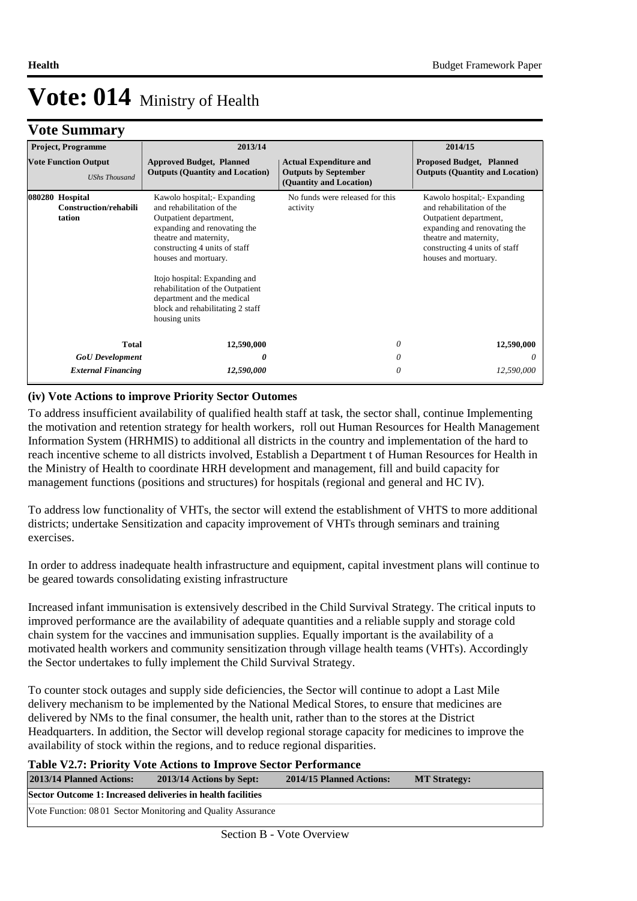# Vote: 014 Ministry of Health

## Vote Summary

| Project, Programme | 2013/14 | | 2014/15 |
|---|---|---|---|
| **Vote Function Output** *UShs Thousand* | **Approved Budget, Planned Outputs (Quantity and Location)** | **Actual Expenditure and Outputs by September (Quantity and Location)** | **Proposed Budget, Planned Outputs (Quantity and Location)** |
| **080280 Hospital Construction/rehabilitation** | Kawolo hospital;- Expanding and rehabilitation of the Outpatient department, expanding and renovating the theatre and maternity, constructing 4 units of staff houses and mortuary.<br><br>Itojo hospital: Expanding and rehabilitation of the Outpatient department and the medical block and rehabilitating 2 staff housing units | No funds were released for this activity | Kawolo hospital;- Expanding and rehabilitation of the Outpatient department, expanding and renovating the theatre and maternity, constructing 4 units of staff houses and mortuary. |
| **Total** | **12,590,000** | *0* | **12,590,000** |
| ***GoU Development*** | ***0*** | *0* | *0* |
| ***External Financing*** | ***12,590,000*** | *0* | *12,590,000* |

### (iv) Vote Actions to improve Priority Sector Outomes

To address insufficient availability of qualified health staff at task, the sector shall, continue Implementing the motivation and retention strategy for health workers, roll out Human Resources for Health Management Information System (HRHMIS) to additional all districts in the country and implementation of the hard to reach incentive scheme to all districts involved, Establish a Department t of Human Resources for Health in the Ministry of Health to coordinate HRH development and management, fill and build capacity for management functions (positions and structures) for hospitals (regional and general and HC IV).

To address low functionality of VHTs, the sector will extend the establishment of VHTS to more additional districts; undertake Sensitization and capacity improvement of VHTs through seminars and training exercises.

In order to address inadequate health infrastructure and equipment, capital investment plans will continue to be geared towards consolidating existing infrastructure

Increased infant immunisation is extensively described in the Child Survival Strategy. The critical inputs to improved performance are the availability of adequate quantities and a reliable supply and storage cold chain system for the vaccines and immunisation supplies. Equally important is the availability of a motivated health workers and community sensitization through village health teams (VHTs). Accordingly the Sector undertakes to fully implement the Child Survival Strategy.

To counter stock outages and supply side deficiencies, the Sector will continue to adopt a Last Mile delivery mechanism to be implemented by the National Medical Stores, to ensure that medicines are delivered by NMs to the final consumer, the health unit, rather than to the stores at the District Headquarters. In addition, the Sector will develop regional storage capacity for medicines to improve the availability of stock within the regions, and to reduce regional disparities.

**Table V2.7: Priority Vote Actions to Improve Sector Performance**

| 2013/14 Planned Actions: | 2013/14 Actions by Sept: | 2014/15 Planned Actions: | MT Strategy: |
|---|---|---|---|
| **Sector Outcome 1: Increased deliveries in health facilities** | | | |
| Vote Function: 08 01 Sector Monitoring and Quality Assurance | | | |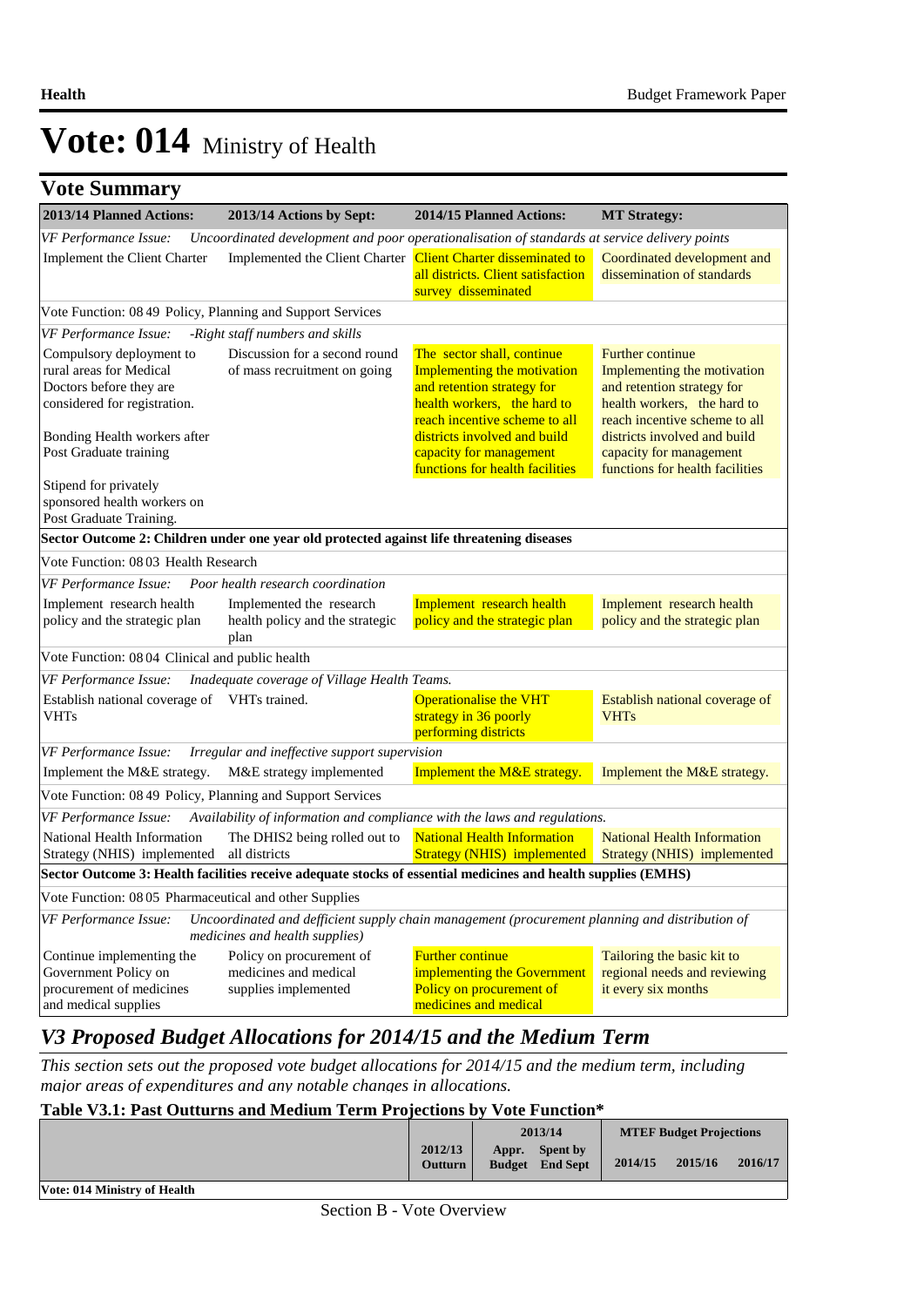# Vote: 014 Ministry of Health

## Vote Summary

| 2013/14 Planned Actions: | 2013/14 Actions by Sept: | 2014/15 Planned Actions: | MT Strategy: |
|---|---|---|---|
| *VF Performance Issue: Uncoordinated development and poor operationalisation of standards at service delivery points* | | | |
| Implement the Client Charter | Implemented the Client Charter | Client Charter disseminated to all districts. Client satisfaction survey disseminated | Coordinated development and dissemination of standards |
| Vote Function: 08 49 Policy, Planning and Support Services | | | |
| *VF Performance Issue: -Right staff numbers and skills* | | | |
| Compulsory deployment to rural areas for Medical Doctors before they are considered for registration.<br><br>Bonding Health workers after Post Graduate training<br><br>Stipend for privately sponsored health workers on Post Graduate Training. | Discussion for a second round of mass recruitment on going | The sector shall, continue Implementing the motivation and retention strategy for health workers, the hard to reach incentive scheme to all districts involved and build capacity for management functions for health facilities | Further continue Implementing the motivation and retention strategy for health workers, the hard to reach incentive scheme to all districts involved and build capacity for management functions for health facilities |
| **Sector Outcome 2: Children under one year old protected against life threatening diseases** | | | |
| Vote Function: 08 03 Health Research | | | |
| *VF Performance Issue: Poor health research coordination* | | | |
| Implement research health policy and the strategic plan | Implemented the research health policy and the strategic plan | Implement research health policy and the strategic plan | Implement research health policy and the strategic plan |
| Vote Function: 08 04 Clinical and public health | | | |
| *VF Performance Issue: Inadequate coverage of Village Health Teams.* | | | |
| Establish national coverage of VHTs | VHTs trained. | Operationalise the VHT strategy in 36 poorly performing districts | Establish national coverage of VHTs |
| *VF Performance Issue: Irregular and ineffective support supervision* | | | |
| Implement the M&E strategy. | M&E strategy implemented | Implement the M&E strategy. | Implement the M&E strategy. |
| Vote Function: 08 49 Policy, Planning and Support Services | | | |
| *VF Performance Issue: Availability of information and compliance with the laws and regulations.* | | | |
| National Health Information Strategy (NHIS) implemented | The DHIS2 being rolled out to all districts | National Health Information Strategy (NHIS) implemented | National Health Information Strategy (NHIS) implemented |
| **Sector Outcome 3: Health facilities receive adequate stocks of essential medicines and health supplies (EMHS)** | | | |
| Vote Function: 08 05 Pharmaceutical and other Supplies | | | |
| *VF Performance Issue: Uncoordinated and defficient supply chain management (procurement planning and distribution of medicines and health supplies)* | | | |
| Continue implementing the Government Policy on procurement of medicines and medical supplies | Policy on procurement of medicines and medical supplies implemented | Further continue implementing the Government Policy on procurement of medicines and medical | Tailoring the basic kit to regional needs and reviewing it every six months |

## *V3 Proposed Budget Allocations for 2014/15 and the Medium Term*

*This section sets out the proposed vote budget allocations for 2014/15 and the medium term, including major areas of expenditures and any notable changes in allocations.*

### Table V3.1: Past Outturns and Medium Term Projections by Vote Function*

| | 2012/13 Outturn | 2013/14 Appr. Budget | 2013/14 Spent by End Sept | MTEF Budget Projections 2014/15 | 2015/16 | 2016/17 |
|---|---|---|---|---|---|---|
| **Vote: 014 Ministry of Health** | | | | | | |

Section B - Vote Overview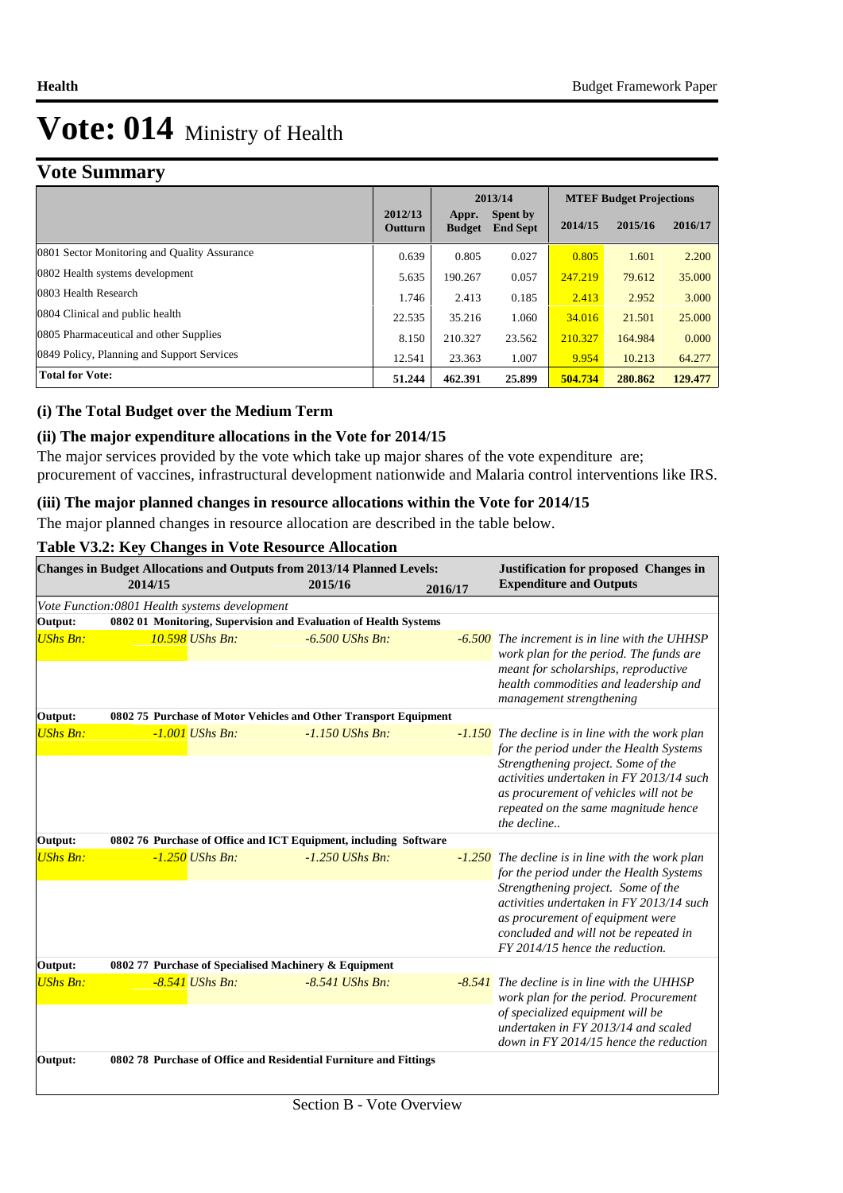# Vote: 014 Ministry of Health

## Vote Summary

| | 2012/13 Outturn | 2013/14 Appr. Budget | 2013/14 Spent by End Sept | MTEF Budget Projections 2014/15 | 2015/16 | 2016/17 |
|---|---|---|---|---|---|---|
| 0801 Sector Monitoring and Quality Assurance | 0.639 | 0.805 | 0.027 | 0.805 | 1.601 | 2.200 |
| 0802 Health systems development | 5.635 | 190.267 | 0.057 | 247.219 | 79.612 | 35.000 |
| 0803 Health Research | 1.746 | 2.413 | 0.185 | 2.413 | 2.952 | 3.000 |
| 0804 Clinical and public health | 22.535 | 35.216 | 1.060 | 34.016 | 21.501 | 25.000 |
| 0805 Pharmaceutical and other Supplies | 8.150 | 210.327 | 23.562 | 210.327 | 164.984 | 0.000 |
| 0849 Policy, Planning and Support Services | 12.541 | 23.363 | 1.007 | 9.954 | 10.213 | 64.277 |
| **Total for Vote:** | **51.244** | **462.391** | **25.899** | **504.734** | **280.862** | **129.477** |

### (i) The Total Budget over the Medium Term

### (ii) The major expenditure allocations in the Vote for 2014/15

The major services provided by the vote which take up major shares of the vote expenditure are; procurement of vaccines, infrastructural development nationwide and Malaria control interventions like IRS.

### (iii) The major planned changes in resource allocations within the Vote for 2014/15

The major planned changes in resource allocation are described in the table below.

**Table V3.2: Key Changes in Vote Resource Allocation**

| Changes in Budget Allocations and Outputs from 2013/14 Planned Levels: 2014/15 | 2015/16 | 2016/17 | Justification for proposed Changes in Expenditure and Outputs |
|---|---|---|---|
| *Vote Function:0801 Health systems development* | | | |
| **Output: 0802 01 Monitoring, Supervision and Evaluation of Health Systems** | | | |
| *UShs Bn: 10.598* | *UShs Bn: -6.500* | *UShs Bn: -6.500* | *The increment is in line with the UHHSP work plan for the period. The funds are meant for scholarships, reproductive health commodities and leadership and management strengthening* |
| **Output: 0802 75 Purchase of Motor Vehicles and Other Transport Equipment** | | | |
| *UShs Bn: -1.001* | *UShs Bn: -1.150* | *UShs Bn: -1.150* | *The decline is in line with the work plan for the period under the Health Systems Strengthening project. Some of the activities undertaken in FY 2013/14 such as procurement of vehicles will not be repeated on the same magnitude hence the decline..* |
| **Output: 0802 76 Purchase of Office and ICT Equipment, including Software** | | | |
| *UShs Bn: -1.250* | *UShs Bn: -1.250* | *UShs Bn: -1.250* | *The decline is in line with the work plan for the period under the Health Systems Strengthening project. Some of the activities undertaken in FY 2013/14 such as procurement of equipment were concluded and will not be repeated in FY 2014/15 hence the reduction.* |
| **Output: 0802 77 Purchase of Specialised Machinery & Equipment** | | | |
| *UShs Bn: -8.541* | *UShs Bn: -8.541* | *UShs Bn: -8.541* | *The decline is in line with the UHHSP work plan for the period. Procurement of specialized equipment will be undertaken in FY 2013/14 and scaled down in FY 2014/15 hence the reduction* |
| **Output: 0802 78 Purchase of Office and Residential Furniture and Fittings** | | | |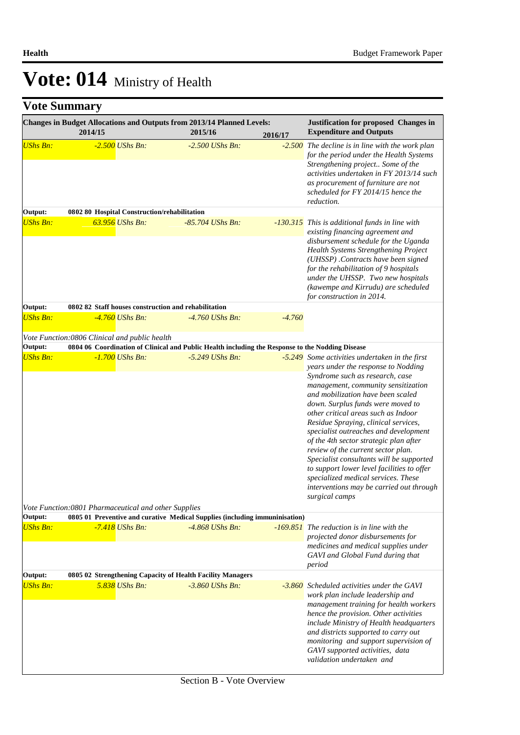# Vote: 014 Ministry of Health

## Vote Summary

| Changes in Budget Allocations and Outputs from 2013/14 Planned Levels: 2014/15 | 2015/16 | 2016/17 | Justification for proposed Changes in Expenditure and Outputs |
|---|---|---|---|
| *UShs Bn: -2.500* | *UShs Bn: -2.500* | *UShs Bn: -2.500* | *The decline is in line with the work plan for the period under the Health Systems Strengthening project.. Some of the activities undertaken in FY 2013/14 such as procurement of furniture are not scheduled for FY 2014/15 hence the reduction.* |
| **Output: 0802 80 Hospital Construction/rehabilitation** | | | |
| *UShs Bn: 63.956* | *UShs Bn: -85.704* | *UShs Bn: -130.315* | *This is additional funds in line with existing financing agreement and disbursement schedule for the Uganda Health Systems Strengthening Project (UHSSP) .Contracts have been signed for the rehabilitation of 9 hospitals under the UHSSP. Two new hospitals (kawempe and Kirrudu) are scheduled for construction in 2014.* |
| **Output: 0802 82 Staff houses construction and rehabilitation** | | | |
| *UShs Bn: -4.760* | *UShs Bn: -4.760* | *UShs Bn: -4.760* | |
| *Vote Function:0806 Clinical and public health* | | | |
| **Output: 0804 06 Coordination of Clinical and Public Health including the Response to the Nodding Disease** | | | |
| *UShs Bn: -1.700* | *UShs Bn: -5.249* | *UShs Bn: -5.249* | *Some activities undertaken in the first years under the response to Nodding Syndrome such as research, case management, community sensitization and mobilization have been scaled down. Surplus funds were moved to other critical areas such as Indoor Residue Spraying, clinical services, specialist outreaches and development of the 4th sector strategic plan after review of the current sector plan. Specialist consultants will be supported to support lower level facilities to offer specialized medical services. These interventions may be carried out through surgical camps* |
| *Vote Function:0801 Pharmaceutical and other Supplies* | | | |
| **Output: 0805 01 Preventive and curative Medical Supplies (including immuninisation)** | | | |
| *UShs Bn: -7.418* | *UShs Bn: -4.868* | *UShs Bn: -169.851* | *The reduction is in line with the projected donor disbursements for medicines and medical supplies under GAVI and Global Fund during that period* |
| **Output: 0805 02 Strengthening Capacity of Health Facility Managers** | | | |
| *UShs Bn: 5.838* | *UShs Bn: -3.860* | *UShs Bn: -3.860* | *Scheduled activities under the GAVI work plan include leadership and management training for health workers hence the provision. Other activities include Ministry of Health headquarters and districts supported to carry out monitoring and support supervision of GAVI supported activities, data validation undertaken and* |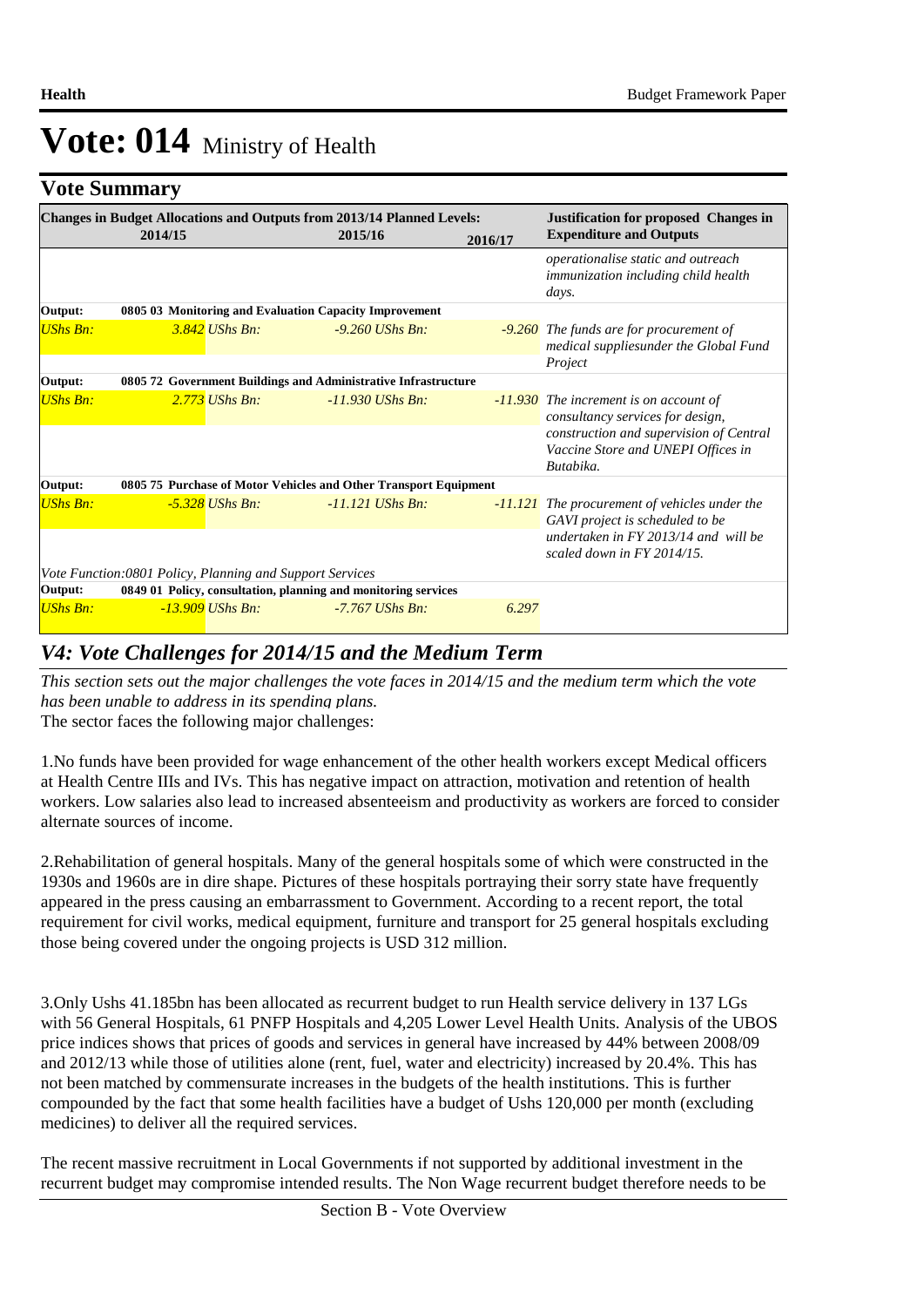# Vote: 014 Ministry of Health

## Vote Summary

| Changes in Budget Allocations and Outputs from 2013/14 Planned Levels: | | | | | | Justification for proposed Changes in Expenditure and Outputs |
|---|---|---|---|---|---|---|
| 2014/15 | | 2015/16 | | 2016/17 | | |
| | | | | | | *operationalise static and outreach immunization including child health days.* |
| **Output:** | **0805 03 Monitoring and Evaluation Capacity Improvement** | | | | | |
| *UShs Bn:* | *3.842* | *UShs Bn:* | *-9.260* | *UShs Bn:* | *-9.260* | *The funds are for procurement of medical suppliesunder the Global Fund Project* |
| **Output:** | **0805 72 Government Buildings and Administrative Infrastructure** | | | | | |
| *UShs Bn:* | *2.773* | *UShs Bn:* | *-11.930* | *UShs Bn:* | *-11.930* | *The increment is on account of consultancy services for design, construction and supervision of Central Vaccine Store and UNEPI Offices in Butabika.* |
| **Output:** | **0805 75 Purchase of Motor Vehicles and Other Transport Equipment** | | | | | |
| *UShs Bn:* | *-5.328* | *UShs Bn:* | *-11.121* | *UShs Bn:* | *-11.121* | *The procurement of vehicles under the GAVI project is scheduled to be undertaken in FY 2013/14 and will be scaled down in FY 2014/15.* |
| *Vote Function:0801 Policy, Planning and Support Services* | | | | | | |
| **Output:** | **0849 01 Policy, consultation, planning and monitoring services** | | | | | |
| *UShs Bn:* | *-13.909* | *UShs Bn:* | *-7.767* | *UShs Bn:* | *6.297* | |

## *V4: Vote Challenges for 2014/15 and the Medium Term*

*This section sets out the major challenges the vote faces in 2014/15 and the medium term which the vote has been unable to address in its spending plans.*

The sector faces the following major challenges:

1.No funds have been provided for wage enhancement of the other health workers except Medical officers at Health Centre IIIs and IVs. This has negative impact on attraction, motivation and retention of health workers. Low salaries also lead to increased absenteeism and productivity as workers are forced to consider alternate sources of income.

2.Rehabilitation of general hospitals. Many of the general hospitals some of which were constructed in the 1930s and 1960s are in dire shape. Pictures of these hospitals portraying their sorry state have frequently appeared in the press causing an embarrassment to Government. According to a recent report, the total requirement for civil works, medical equipment, furniture and transport for 25 general hospitals excluding those being covered under the ongoing projects is USD 312 million.

3.Only Ushs 41.185bn has been allocated as recurrent budget to run Health service delivery in 137 LGs with 56 General Hospitals, 61 PNFP Hospitals and 4,205 Lower Level Health Units. Analysis of the UBOS price indices shows that prices of goods and services in general have increased by 44% between 2008/09 and 2012/13 while those of utilities alone (rent, fuel, water and electricity) increased by 20.4%. This has not been matched by commensurate increases in the budgets of the health institutions. This is further compounded by the fact that some health facilities have a budget of Ushs 120,000 per month (excluding medicines) to deliver all the required services.

The recent massive recruitment in Local Governments if not supported by additional investment in the recurrent budget may compromise intended results. The Non Wage recurrent budget therefore needs to be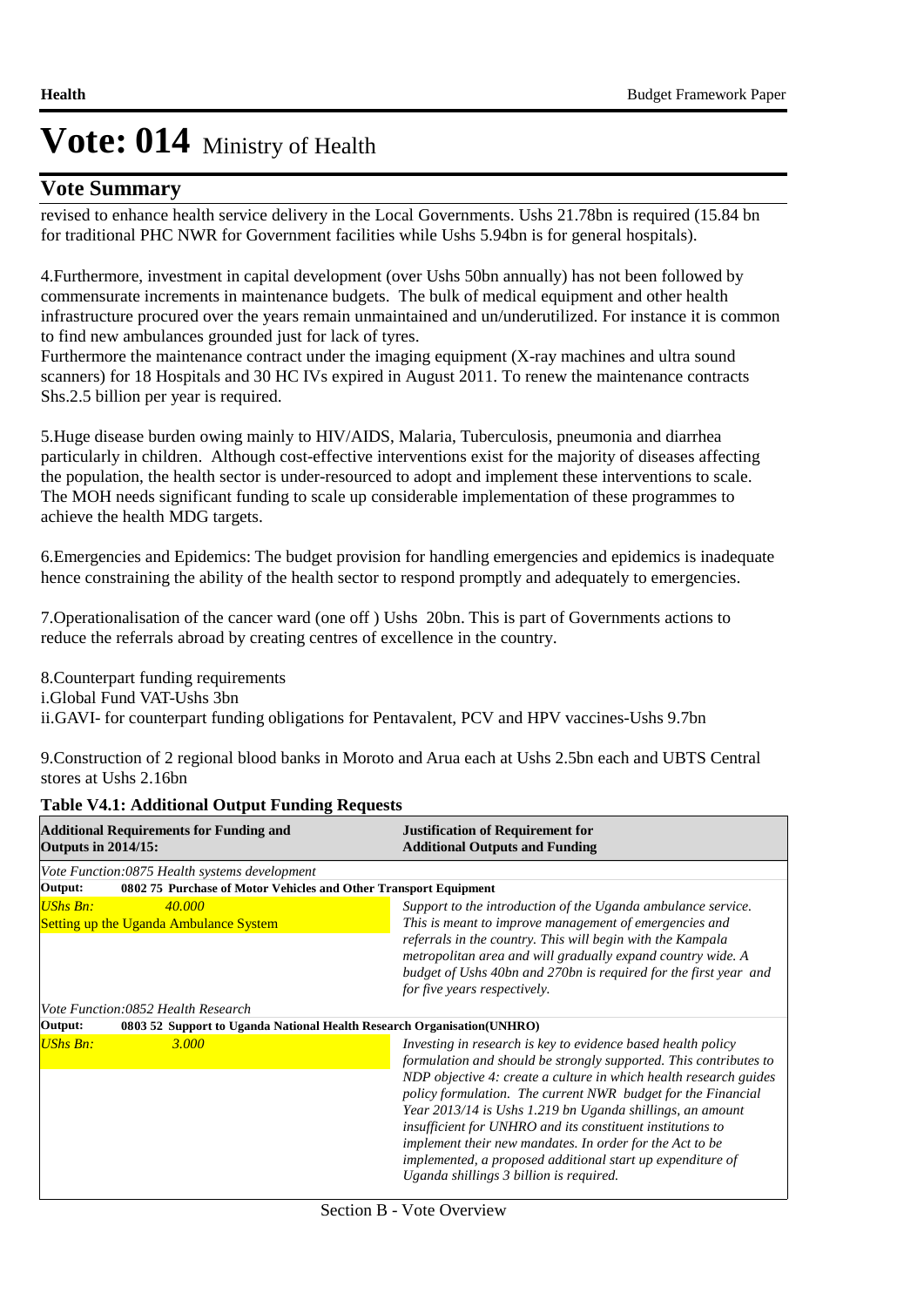# Vote: 014 Ministry of Health

## Vote Summary

revised to enhance health service delivery in the Local Governments. Ushs 21.78bn is required (15.84 bn for traditional PHC NWR for Government facilities while Ushs 5.94bn is for general hospitals).

4.Furthermore, investment in capital development (over Ushs 50bn annually) has not been followed by commensurate increments in maintenance budgets. The bulk of medical equipment and other health infrastructure procured over the years remain unmaintained and un/underutilized. For instance it is common to find new ambulances grounded just for lack of tyres.
Furthermore the maintenance contract under the imaging equipment (X-ray machines and ultra sound scanners) for 18 Hospitals and 30 HC IVs expired in August 2011. To renew the maintenance contracts Shs.2.5 billion per year is required.

5.Huge disease burden owing mainly to HIV/AIDS, Malaria, Tuberculosis, pneumonia and diarrhea particularly in children. Although cost-effective interventions exist for the majority of diseases affecting the population, the health sector is under-resourced to adopt and implement these interventions to scale. The MOH needs significant funding to scale up considerable implementation of these programmes to achieve the health MDG targets.

6.Emergencies and Epidemics: The budget provision for handling emergencies and epidemics is inadequate hence constraining the ability of the health sector to respond promptly and adequately to emergencies.

7.Operationalisation of the cancer ward (one off ) Ushs 20bn. This is part of Governments actions to reduce the referrals abroad by creating centres of excellence in the country.

8.Counterpart funding requirements
i.Global Fund VAT-Ushs 3bn
ii.GAVI- for counterpart funding obligations for Pentavalent, PCV and HPV vaccines-Ushs 9.7bn

9.Construction of 2 regional blood banks in Moroto and Arua each at Ushs 2.5bn each and UBTS Central stores at Ushs 2.16bn

**Table V4.1: Additional Output Funding Requests**

| **Additional Requirements for Funding and Outputs in 2014/15:** | **Justification of Requirement for Additional Outputs and Funding** |
|---|---|
| *Vote Function:0875 Health systems development* | |
| **Output: 0802 75 Purchase of Motor Vehicles and Other Transport Equipment** | |
| *UShs Bn: 40.000*<br>Setting up the Uganda Ambulance System | *Support to the introduction of the Uganda ambulance service. This is meant to improve management of emergencies and referrals in the country. This will begin with the Kampala metropolitan area and will gradually expand country wide. A budget of Ushs 40bn and 270bn is required for the first year and for five years respectively.* |
| *Vote Function:0852 Health Research* | |
| **Output: 0803 52 Support to Uganda National Health Research Organisation(UNHRO)** | |
| *UShs Bn: 3.000* | *Investing in research is key to evidence based health policy formulation and should be strongly supported. This contributes to NDP objective 4: create a culture in which health research guides policy formulation. The current NWR budget for the Financial Year 2013/14 is Ushs 1.219 bn Uganda shillings, an amount insufficient for UNHRO and its constituent institutions to implement their new mandates. In order for the Act to be implemented, a proposed additional start up expenditure of Uganda shillings 3 billion is required.* |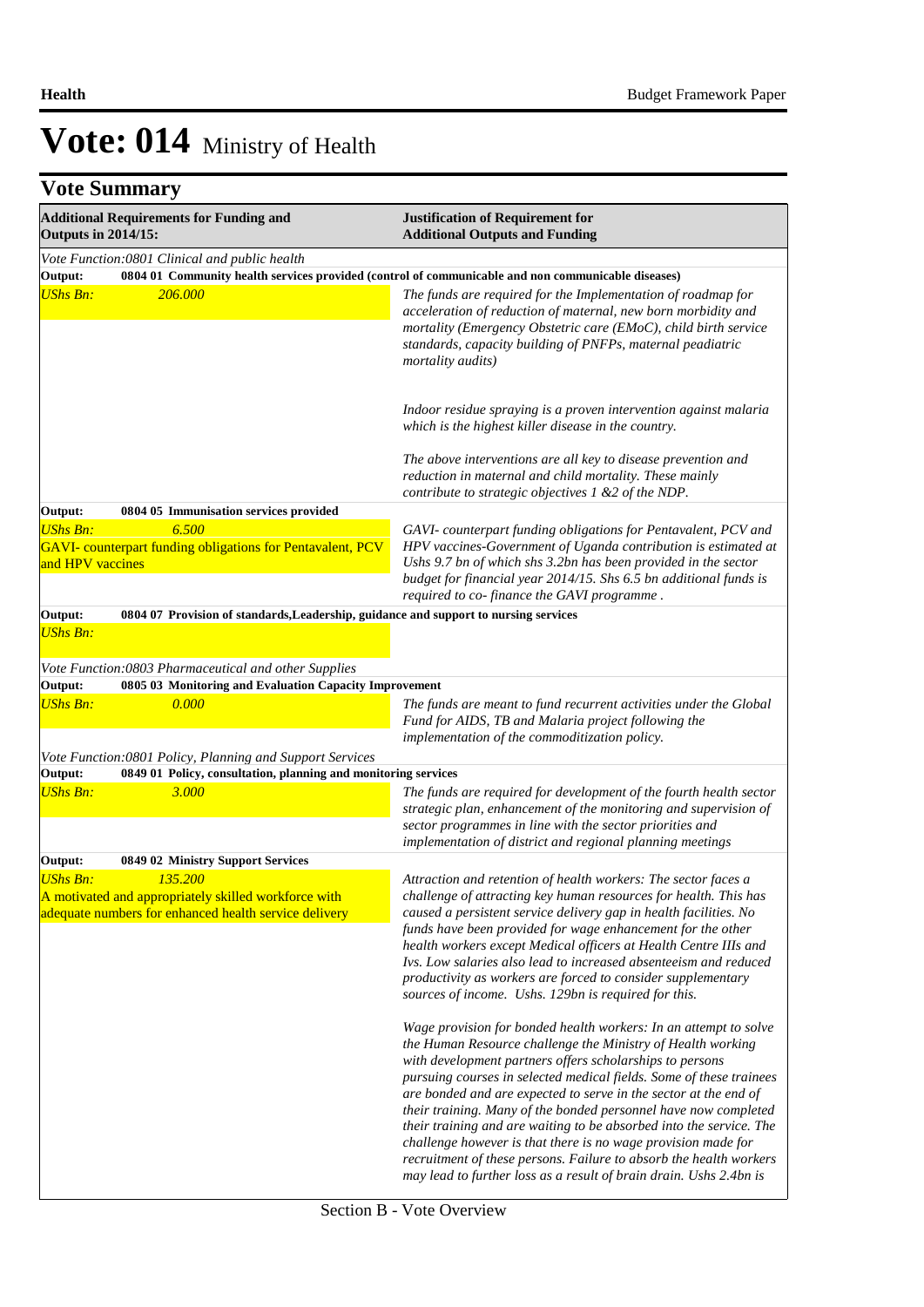# Vote: 014 Ministry of Health

## Vote Summary

| Additional Requirements for Funding and Outputs in 2014/15: | Justification of Requirement for Additional Outputs and Funding |
|---|---|
| *Vote Function:0801 Clinical and public health* | |
| **Output: 0804 01 Community health services provided (control of communicable and non communicable diseases)** | |
| *UShs Bn: 206.000* | *The funds are required for the Implementation of roadmap for acceleration of reduction of maternal, new born morbidity and mortality (Emergency Obstetric care (EMoC), child birth service standards, capacity building of PNFPs, maternal peadiatric mortality audits)*<br><br>*Indoor residue spraying is a proven intervention against malaria which is the highest killer disease in the country.*<br><br>*The above interventions are all key to disease prevention and reduction in maternal and child mortality. These mainly contribute to strategic objectives 1 &2 of the NDP.* |
| **Output: 0804 05 Immunisation services provided** | |
| *UShs Bn: 6.500*<br>GAVI- counterpart funding obligations for Pentavalent, PCV and HPV vaccines | *GAVI- counterpart funding obligations for Pentavalent, PCV and HPV vaccines-Government of Uganda contribution is estimated at Ushs 9.7 bn of which shs 3.2bn has been provided in the sector budget for financial year 2014/15. Shs 6.5 bn additional funds is required to co- finance the GAVI programme .* |
| **Output: 0804 07 Provision of standards,Leadership, guidance and support to nursing services** | |
| *UShs Bn:* | |
| *Vote Function:0803 Pharmaceutical and other Supplies* | |
| **Output: 0805 03 Monitoring and Evaluation Capacity Improvement** | |
| *UShs Bn: 0.000* | *The funds are meant to fund recurrent activities under the Global Fund for AIDS, TB and Malaria project following the implementation of the commoditization policy.* |
| *Vote Function:0801 Policy, Planning and Support Services* | |
| **Output: 0849 01 Policy, consultation, planning and monitoring services** | |
| *UShs Bn: 3.000* | *The funds are required for development of the fourth health sector strategic plan, enhancement of the monitoring and supervision of sector programmes in line with the sector priorities and implementation of district and regional planning meetings* |
| **Output: 0849 02 Ministry Support Services** | |
| *UShs Bn: 135.200*<br>A motivated and appropriately skilled workforce with adequate numbers for enhanced health service delivery | *Attraction and retention of health workers: The sector faces a challenge of attracting key human resources for health. This has caused a persistent service delivery gap in health facilities. No funds have been provided for wage enhancement for the other health workers except Medical officers at Health Centre IIIs and Ivs. Low salaries also lead to increased absenteeism and reduced productivity as workers are forced to consider supplementary sources of income. Ushs. 129bn is required for this.*<br><br>*Wage provision for bonded health workers: In an attempt to solve the Human Resource challenge the Ministry of Health working with development partners offers scholarships to persons pursuing courses in selected medical fields. Some of these trainees are bonded and are expected to serve in the sector at the end of their training. Many of the bonded personnel have now completed their training and are waiting to be absorbed into the service. The challenge however is that there is no wage provision made for recruitment of these persons. Failure to absorb the health workers may lead to further loss as a result of brain drain. Ushs 2.4bn is* |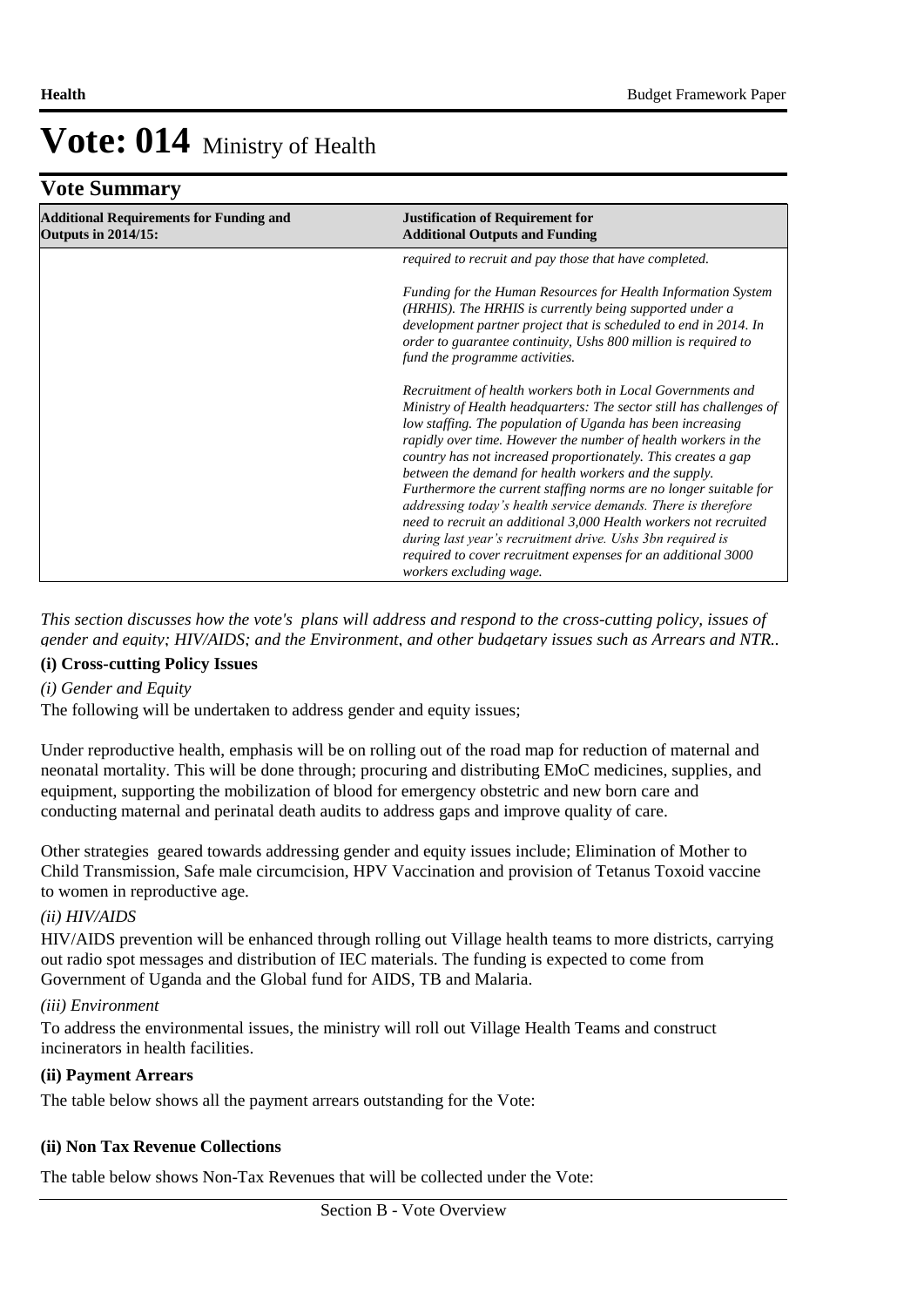# Vote: 014 Ministry of Health

## Vote Summary

| Additional Requirements for Funding and Outputs in 2014/15: | Justification of Requirement for Additional Outputs and Funding |
|---|---|
| | *required to recruit and pay those that have completed.*<br><br>*Funding for the Human Resources for Health Information System (HRHIS). The HRHIS is currently being supported under a development partner project that is scheduled to end in 2014. In order to guarantee continuity, Ushs 800 million is required to fund the programme activities.*<br><br>*Recruitment of health workers both in Local Governments and Ministry of Health headquarters: The sector still has challenges of low staffing. The population of Uganda has been increasing rapidly over time. However the number of health workers in the country has not increased proportionately. This creates a gap between the demand for health workers and the supply. Furthermore the current staffing norms are no longer suitable for addressing today's health service demands. There is therefore need to recruit an additional 3,000 Health workers not recruited during last year's recruitment drive. Ushs 3bn required is required to cover recruitment expenses for an additional 3000 workers excluding wage.* |

*This section discusses how the vote's plans will address and respond to the cross-cutting policy, issues of gender and equity; HIV/AIDS; and the Environment, and other budgetary issues such as Arrears and NTR..*

**(i) Cross-cutting Policy Issues**

*(i) Gender and Equity*

The following will be undertaken to address gender and equity issues;

Under reproductive health, emphasis will be on rolling out of the road map for reduction of maternal and neonatal mortality. This will be done through; procuring and distributing EMoC medicines, supplies, and equipment, supporting the mobilization of blood for emergency obstetric and new born care and conducting maternal and perinatal death audits to address gaps and improve quality of care.

Other strategies geared towards addressing gender and equity issues include; Elimination of Mother to Child Transmission, Safe male circumcision, HPV Vaccination and provision of Tetanus Toxoid vaccine to women in reproductive age.

*(ii) HIV/AIDS*

HIV/AIDS prevention will be enhanced through rolling out Village health teams to more districts, carrying out radio spot messages and distribution of IEC materials. The funding is expected to come from Government of Uganda and the Global fund for AIDS, TB and Malaria.

*(iii) Environment*

To address the environmental issues, the ministry will roll out Village Health Teams and construct incinerators in health facilities.

**(ii) Payment Arrears**

The table below shows all the payment arrears outstanding for the Vote:

**(ii) Non Tax Revenue Collections**

The table below shows Non-Tax Revenues that will be collected under the Vote: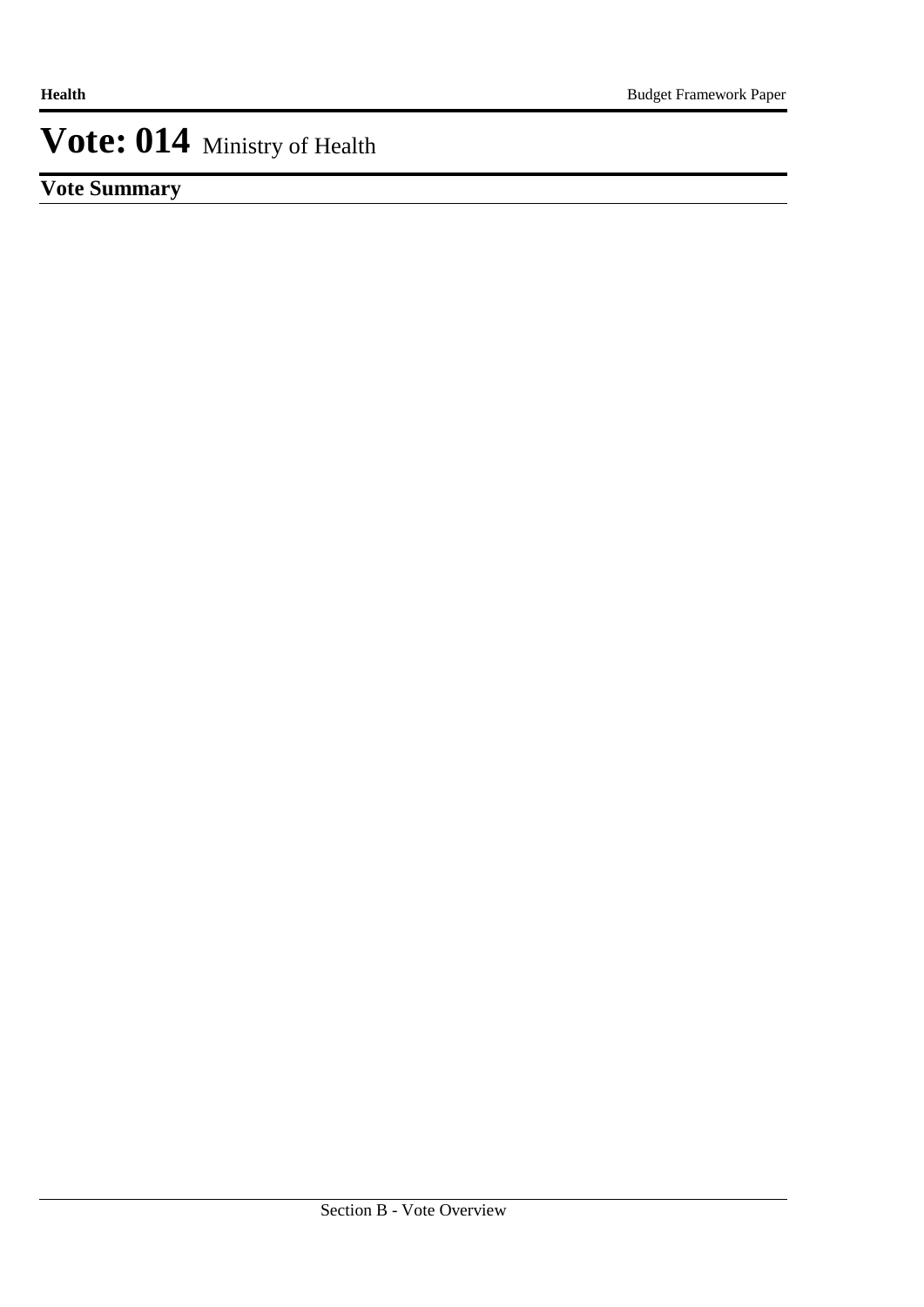# Vote: 014 Ministry of Health

## Vote Summary